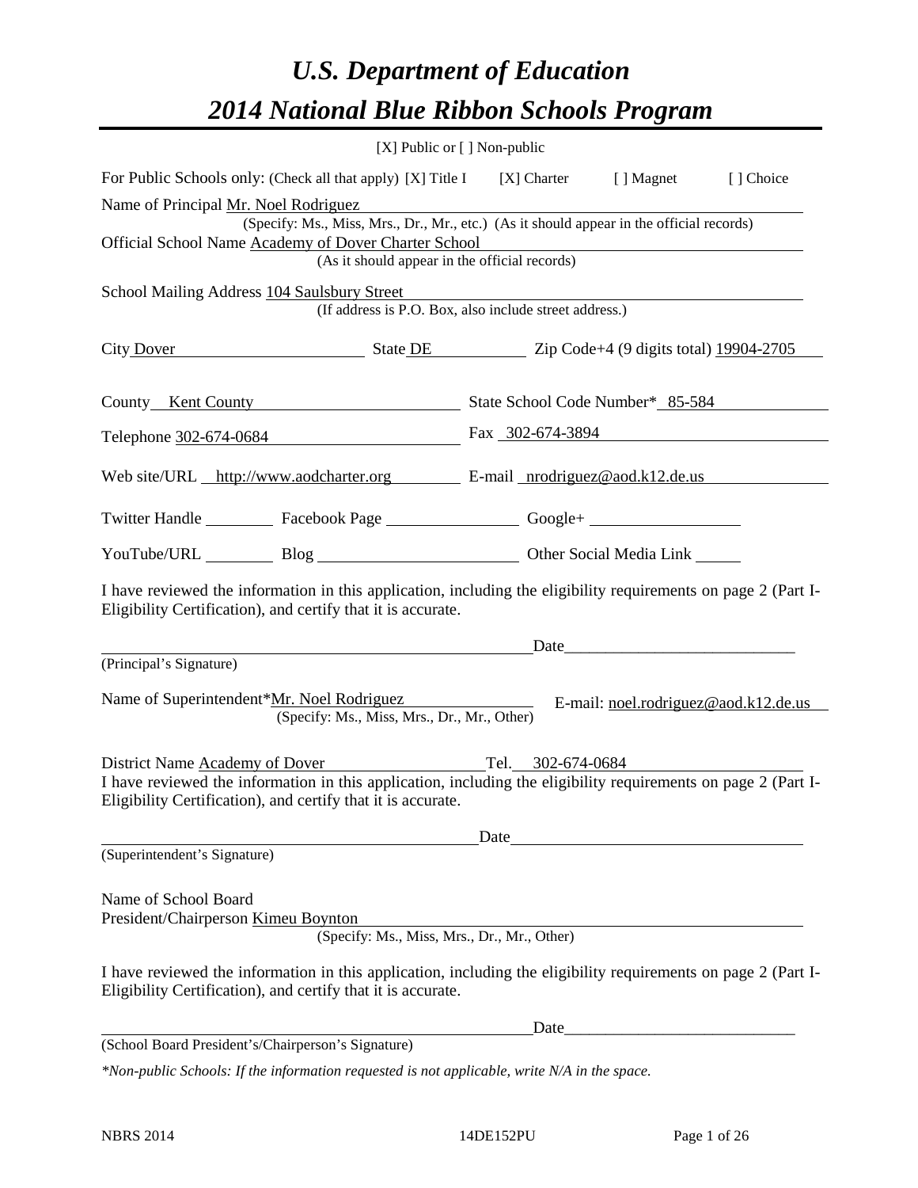# *U.S. Department of Education*
# *2014 National Blue Ribbon Schools Program*

[X] Public or [ ] Non-public

For Public Schools only: (Check all that apply) [X] Title I [X] Charter [ ] Magnet [ ] Choice

Name of Principal Mr. Noel Rodriguez
(Specify: Ms., Miss, Mrs., Dr., Mr., etc.) (As it should appear in the official records)

Official School Name Academy of Dover Charter School
(As it should appear in the official records)

School Mailing Address 104 Saulsbury Street
(If address is P.O. Box, also include street address.)

City Dover State DE Zip Code+4 (9 digits total) 19904-2705

County Kent County State School Code Number* 85-584

Telephone 302-674-0684 Fax 302-674-3894

Web site/URL http://www.aodcharter.org E-mail nrodriguez@aod.k12.de.us

Twitter Handle ________ Facebook Page ________ Google+ ________

YouTube/URL ________ Blog ________ Other Social Media Link ________

I have reviewed the information in this application, including the eligibility requirements on page 2 (Part I-Eligibility Certification), and certify that it is accurate.

_____________________________________ Date_____________________
(Principal's Signature)

Name of Superintendent*Mr. Noel Rodriguez E-mail: noel.rodriguez@aod.k12.de.us
(Specify: Ms., Miss, Mrs., Dr., Mr., Other)

District Name Academy of Dover Tel. 302-674-0684

I have reviewed the information in this application, including the eligibility requirements on page 2 (Part I-Eligibility Certification), and certify that it is accurate.

_____________________________________ Date_____________________
(Superintendent's Signature)

Name of School Board
President/Chairperson Kimeu Boynton
(Specify: Ms., Miss, Mrs., Dr., Mr., Other)

I have reviewed the information in this application, including the eligibility requirements on page 2 (Part I-Eligibility Certification), and certify that it is accurate.

_____________________________________ Date_____________________
(School Board President's/Chairperson's Signature)

*\*Non-public Schools: If the information requested is not applicable, write N/A in the space.*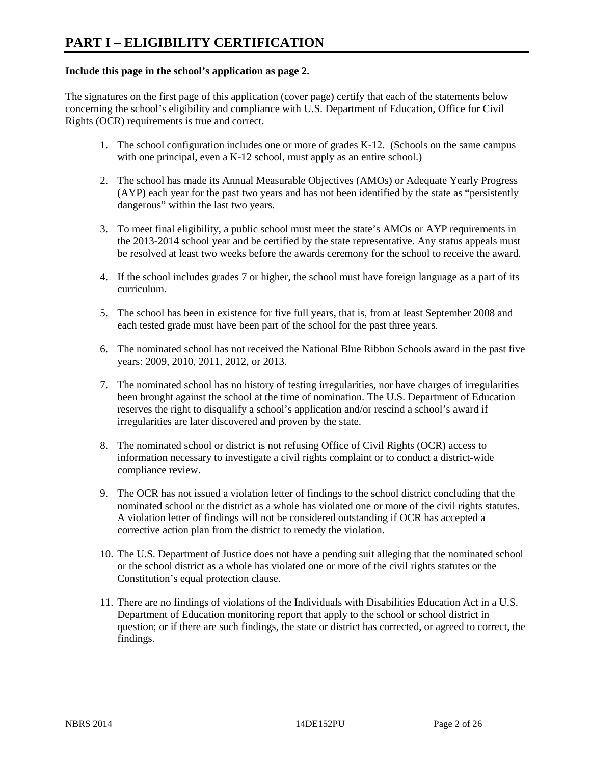# PART I – ELIGIBILITY CERTIFICATION

**Include this page in the school's application as page 2.**

The signatures on the first page of this application (cover page) certify that each of the statements below concerning the school's eligibility and compliance with U.S. Department of Education, Office for Civil Rights (OCR) requirements is true and correct.

1. The school configuration includes one or more of grades K-12. (Schools on the same campus with one principal, even a K-12 school, must apply as an entire school.)

2. The school has made its Annual Measurable Objectives (AMOs) or Adequate Yearly Progress (AYP) each year for the past two years and has not been identified by the state as "persistently dangerous" within the last two years.

3. To meet final eligibility, a public school must meet the state's AMOs or AYP requirements in the 2013-2014 school year and be certified by the state representative. Any status appeals must be resolved at least two weeks before the awards ceremony for the school to receive the award.

4. If the school includes grades 7 or higher, the school must have foreign language as a part of its curriculum.

5. The school has been in existence for five full years, that is, from at least September 2008 and each tested grade must have been part of the school for the past three years.

6. The nominated school has not received the National Blue Ribbon Schools award in the past five years: 2009, 2010, 2011, 2012, or 2013.

7. The nominated school has no history of testing irregularities, nor have charges of irregularities been brought against the school at the time of nomination. The U.S. Department of Education reserves the right to disqualify a school's application and/or rescind a school's award if irregularities are later discovered and proven by the state.

8. The nominated school or district is not refusing Office of Civil Rights (OCR) access to information necessary to investigate a civil rights complaint or to conduct a district-wide compliance review.

9. The OCR has not issued a violation letter of findings to the school district concluding that the nominated school or the district as a whole has violated one or more of the civil rights statutes. A violation letter of findings will not be considered outstanding if OCR has accepted a corrective action plan from the district to remedy the violation.

10. The U.S. Department of Justice does not have a pending suit alleging that the nominated school or the school district as a whole has violated one or more of the civil rights statutes or the Constitution's equal protection clause.

11. There are no findings of violations of the Individuals with Disabilities Education Act in a U.S. Department of Education monitoring report that apply to the school or school district in question; or if there are such findings, the state or district has corrected, or agreed to correct, the findings.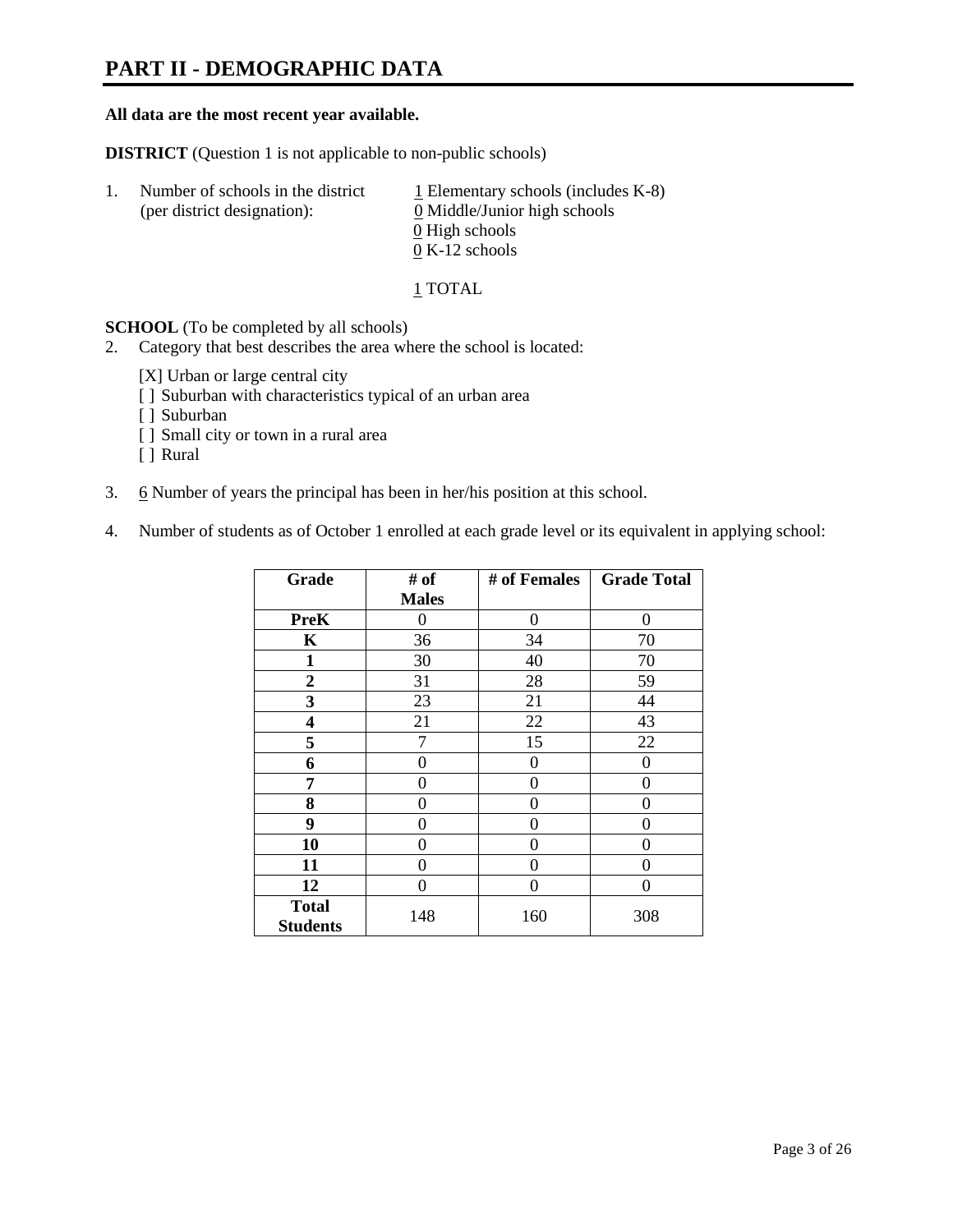# PART II - DEMOGRAPHIC DATA

**All data are the most recent year available.**

**DISTRICT** (Question 1 is not applicable to non-public schools)

1. Number of schools in the district (per district designation):
   - 1 Elementary schools (includes K-8)
   - 0 Middle/Junior high schools
   - 0 High schools
   - 0 K-12 schools

   1 TOTAL

**SCHOOL** (To be completed by all schools)

2. Category that best describes the area where the school is located:

   [X] Urban or large central city
   [ ] Suburban with characteristics typical of an urban area
   [ ] Suburban
   [ ] Small city or town in a rural area
   [ ] Rural

3. 6 Number of years the principal has been in her/his position at this school.

4. Number of students as of October 1 enrolled at each grade level or its equivalent in applying school:

| Grade | # of Males | # of Females | Grade Total |
|---|---|---|---|
| **PreK** | 0 | 0 | 0 |
| **K** | 36 | 34 | 70 |
| **1** | 30 | 40 | 70 |
| **2** | 31 | 28 | 59 |
| **3** | 23 | 21 | 44 |
| **4** | 21 | 22 | 43 |
| **5** | 7 | 15 | 22 |
| **6** | 0 | 0 | 0 |
| **7** | 0 | 0 | 0 |
| **8** | 0 | 0 | 0 |
| **9** | 0 | 0 | 0 |
| **10** | 0 | 0 | 0 |
| **11** | 0 | 0 | 0 |
| **12** | 0 | 0 | 0 |
| **Total Students** | 148 | 160 | 308 |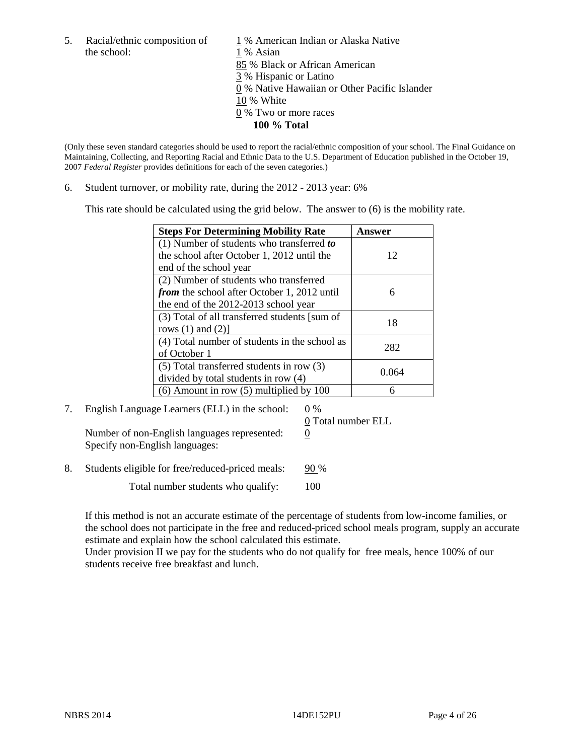5. Racial/ethnic composition of the school:

1 % American Indian or Alaska Native
1 % Asian
85 % Black or African American
3 % Hispanic or Latino
0 % Native Hawaiian or Other Pacific Islander
10 % White
0 % Two or more races
**100 % Total**

(Only these seven standard categories should be used to report the racial/ethnic composition of your school. The Final Guidance on Maintaining, Collecting, and Reporting Racial and Ethnic Data to the U.S. Department of Education published in the October 19, 2007 *Federal Register* provides definitions for each of the seven categories.)

6. Student turnover, or mobility rate, during the 2012 - 2013 year: 6%

This rate should be calculated using the grid below. The answer to (6) is the mobility rate.

| **Steps For Determining Mobility Rate** | **Answer** |
|---|---|
| (1) Number of students who transferred ***to*** the school after October 1, 2012 until the end of the school year | 12 |
| (2) Number of students who transferred ***from*** the school after October 1, 2012 until the end of the 2012-2013 school year | 6 |
| (3) Total of all transferred students [sum of rows (1) and (2)] | 18 |
| (4) Total number of students in the school as of October 1 | 282 |
| (5) Total transferred students in row (3) divided by total students in row (4) | 0.064 |
| (6) Amount in row (5) multiplied by 100 | 6 |

7. English Language Learners (ELL) in the school: 0 %

0 Total number ELL

Number of non-English languages represented: 0

Specify non-English languages:

8. Students eligible for free/reduced-priced meals: 90 %

Total number students who qualify: 100

If this method is not an accurate estimate of the percentage of students from low-income families, or the school does not participate in the free and reduced-priced school meals program, supply an accurate estimate and explain how the school calculated this estimate.

Under provision II we pay for the students who do not qualify for free meals, hence 100% of our students receive free breakfast and lunch.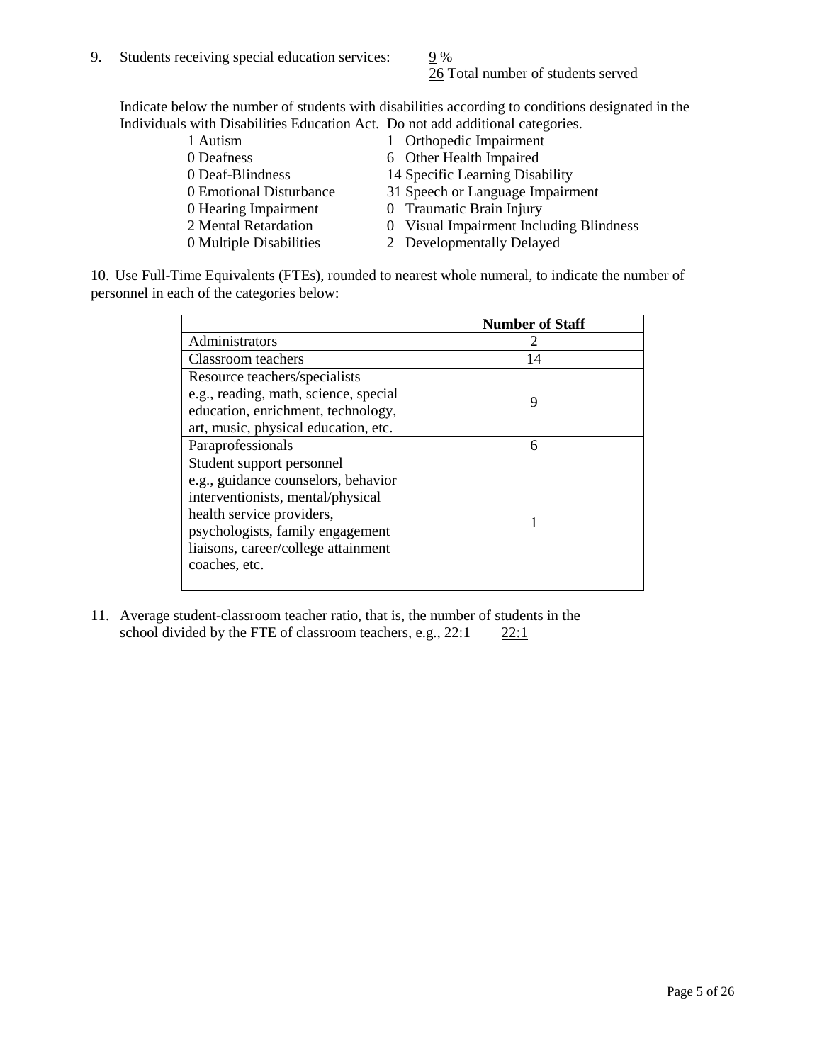9. Students receiving special education services: 9 %
   26 Total number of students served

Indicate below the number of students with disabilities according to conditions designated in the Individuals with Disabilities Education Act. Do not add additional categories.

| | |
|---|---|
| 1 Autism | 1 Orthopedic Impairment |
| 0 Deafness | 6 Other Health Impaired |
| 0 Deaf-Blindness | 14 Specific Learning Disability |
| 0 Emotional Disturbance | 31 Speech or Language Impairment |
| 0 Hearing Impairment | 0 Traumatic Brain Injury |
| 2 Mental Retardation | 0 Visual Impairment Including Blindness |
| 0 Multiple Disabilities | 2 Developmentally Delayed |

10. Use Full-Time Equivalents (FTEs), rounded to nearest whole numeral, to indicate the number of personnel in each of the categories below:

| | Number of Staff |
|---|---|
| Administrators | 2 |
| Classroom teachers | 14 |
| Resource teachers/specialists e.g., reading, math, science, special education, enrichment, technology, art, music, physical education, etc. | 9 |
| Paraprofessionals | 6 |
| Student support personnel e.g., guidance counselors, behavior interventionists, mental/physical health service providers, psychologists, family engagement liaisons, career/college attainment coaches, etc. | 1 |

11. Average student-classroom teacher ratio, that is, the number of students in the school divided by the FTE of classroom teachers, e.g., 22:1 22:1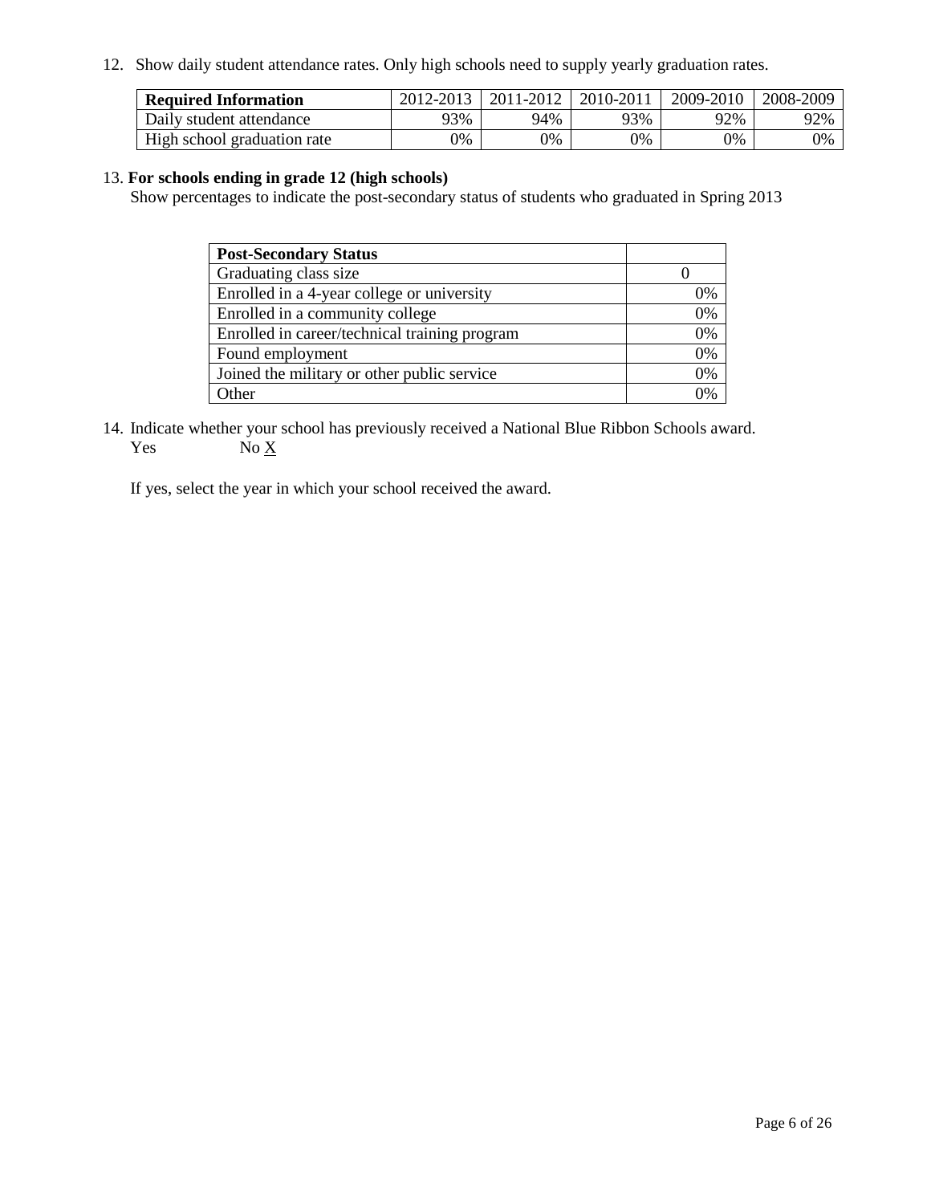12. Show daily student attendance rates. Only high schools need to supply yearly graduation rates.

| **Required Information** | 2012-2013 | 2011-2012 | 2010-2011 | 2009-2010 | 2008-2009 |
| --- | --- | --- | --- | --- | --- |
| Daily student attendance | 93% | 94% | 93% | 92% | 92% |
| High school graduation rate | 0% | 0% | 0% | 0% | 0% |

13. **For schools ending in grade 12 (high schools)**

Show percentages to indicate the post-secondary status of students who graduated in Spring 2013

| **Post-Secondary Status** | |
| --- | --- |
| Graduating class size | 0 |
| Enrolled in a 4-year college or university | 0% |
| Enrolled in a community college | 0% |
| Enrolled in career/technical training program | 0% |
| Found employment | 0% |
| Joined the military or other public service | 0% |
| Other | 0% |

14. Indicate whether your school has previously received a National Blue Ribbon Schools award.

Yes No X

If yes, select the year in which your school received the award.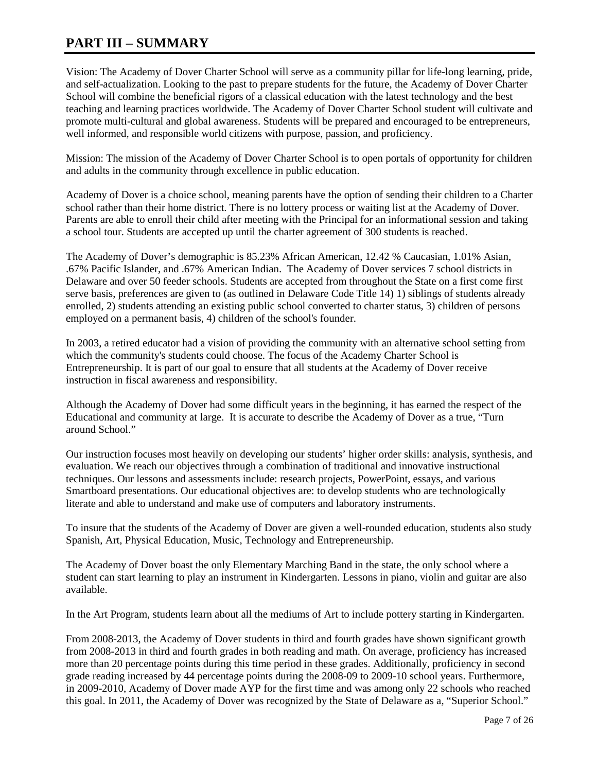# PART III – SUMMARY

Vision: The Academy of Dover Charter School will serve as a community pillar for life-long learning, pride, and self-actualization. Looking to the past to prepare students for the future, the Academy of Dover Charter School will combine the beneficial rigors of a classical education with the latest technology and the best teaching and learning practices worldwide. The Academy of Dover Charter School student will cultivate and promote multi-cultural and global awareness. Students will be prepared and encouraged to be entrepreneurs, well informed, and responsible world citizens with purpose, passion, and proficiency.

Mission: The mission of the Academy of Dover Charter School is to open portals of opportunity for children and adults in the community through excellence in public education.

Academy of Dover is a choice school, meaning parents have the option of sending their children to a Charter school rather than their home district. There is no lottery process or waiting list at the Academy of Dover. Parents are able to enroll their child after meeting with the Principal for an informational session and taking a school tour. Students are accepted up until the charter agreement of 300 students is reached.

The Academy of Dover's demographic is 85.23% African American, 12.42 % Caucasian, 1.01% Asian, .67% Pacific Islander, and .67% American Indian. The Academy of Dover services 7 school districts in Delaware and over 50 feeder schools. Students are accepted from throughout the State on a first come first serve basis, preferences are given to (as outlined in Delaware Code Title 14) 1) siblings of students already enrolled, 2) students attending an existing public school converted to charter status, 3) children of persons employed on a permanent basis, 4) children of the school's founder.

In 2003, a retired educator had a vision of providing the community with an alternative school setting from which the community's students could choose. The focus of the Academy Charter School is Entrepreneurship. It is part of our goal to ensure that all students at the Academy of Dover receive instruction in fiscal awareness and responsibility.

Although the Academy of Dover had some difficult years in the beginning, it has earned the respect of the Educational and community at large. It is accurate to describe the Academy of Dover as a true, "Turn around School."

Our instruction focuses most heavily on developing our students' higher order skills: analysis, synthesis, and evaluation. We reach our objectives through a combination of traditional and innovative instructional techniques. Our lessons and assessments include: research projects, PowerPoint, essays, and various Smartboard presentations. Our educational objectives are: to develop students who are technologically literate and able to understand and make use of computers and laboratory instruments.

To insure that the students of the Academy of Dover are given a well-rounded education, students also study Spanish, Art, Physical Education, Music, Technology and Entrepreneurship.

The Academy of Dover boast the only Elementary Marching Band in the state, the only school where a student can start learning to play an instrument in Kindergarten. Lessons in piano, violin and guitar are also available.

In the Art Program, students learn about all the mediums of Art to include pottery starting in Kindergarten.

From 2008-2013, the Academy of Dover students in third and fourth grades have shown significant growth from 2008-2013 in third and fourth grades in both reading and math. On average, proficiency has increased more than 20 percentage points during this time period in these grades. Additionally, proficiency in second grade reading increased by 44 percentage points during the 2008-09 to 2009-10 school years. Furthermore, in 2009-2010, Academy of Dover made AYP for the first time and was among only 22 schools who reached this goal. In 2011, the Academy of Dover was recognized by the State of Delaware as a, "Superior School."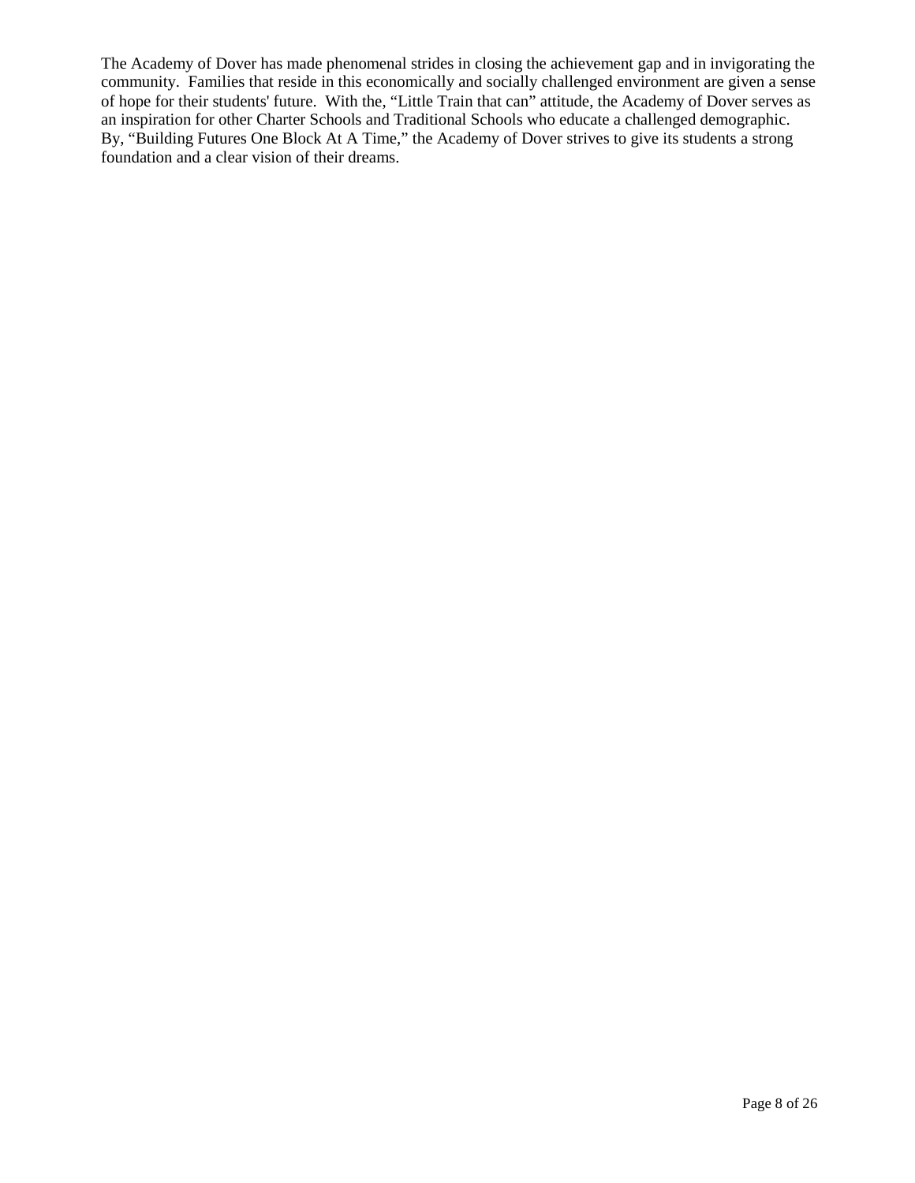The Academy of Dover has made phenomenal strides in closing the achievement gap and in invigorating the community. Families that reside in this economically and socially challenged environment are given a sense of hope for their students' future. With the, "Little Train that can" attitude, the Academy of Dover serves as an inspiration for other Charter Schools and Traditional Schools who educate a challenged demographic. By, "Building Futures One Block At A Time," the Academy of Dover strives to give its students a strong foundation and a clear vision of their dreams.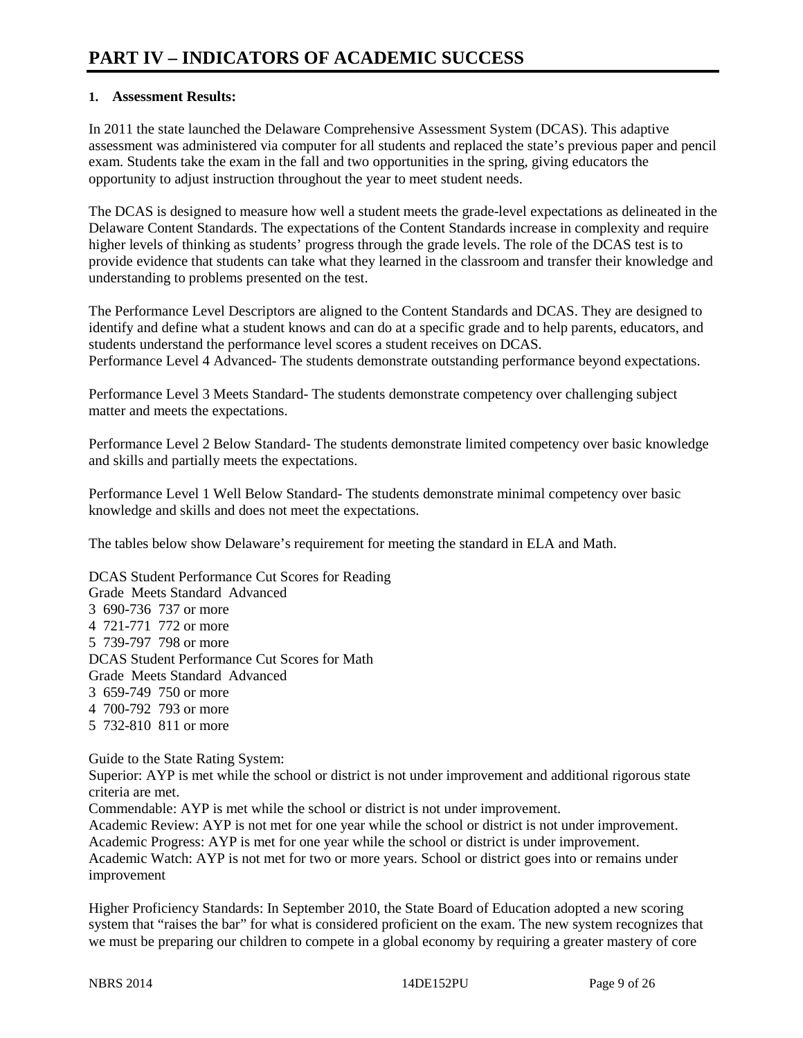# PART IV – INDICATORS OF ACADEMIC SUCCESS

**1. Assessment Results:**

In 2011 the state launched the Delaware Comprehensive Assessment System (DCAS). This adaptive assessment was administered via computer for all students and replaced the state's previous paper and pencil exam. Students take the exam in the fall and two opportunities in the spring, giving educators the opportunity to adjust instruction throughout the year to meet student needs.

The DCAS is designed to measure how well a student meets the grade-level expectations as delineated in the Delaware Content Standards. The expectations of the Content Standards increase in complexity and require higher levels of thinking as students' progress through the grade levels. The role of the DCAS test is to provide evidence that students can take what they learned in the classroom and transfer their knowledge and understanding to problems presented on the test.

The Performance Level Descriptors are aligned to the Content Standards and DCAS. They are designed to identify and define what a student knows and can do at a specific grade and to help parents, educators, and students understand the performance level scores a student receives on DCAS.
Performance Level 4 Advanced- The students demonstrate outstanding performance beyond expectations.

Performance Level 3 Meets Standard- The students demonstrate competency over challenging subject matter and meets the expectations.

Performance Level 2 Below Standard- The students demonstrate limited competency over basic knowledge and skills and partially meets the expectations.

Performance Level 1 Well Below Standard- The students demonstrate minimal competency over basic knowledge and skills and does not meet the expectations.

The tables below show Delaware's requirement for meeting the standard in ELA and Math.

DCAS Student Performance Cut Scores for Reading

| Grade | Meets Standard | Advanced |
|---|---|---|
| 3 | 690-736 | 737 or more |
| 4 | 721-771 | 772 or more |
| 5 | 739-797 | 798 or more |

DCAS Student Performance Cut Scores for Math

| Grade | Meets Standard | Advanced |
|---|---|---|
| 3 | 659-749 | 750 or more |
| 4 | 700-792 | 793 or more |
| 5 | 732-810 | 811 or more |

Guide to the State Rating System:
Superior: AYP is met while the school or district is not under improvement and additional rigorous state criteria are met.
Commendable: AYP is met while the school or district is not under improvement.
Academic Review: AYP is not met for one year while the school or district is not under improvement.
Academic Progress: AYP is met for one year while the school or district is under improvement.
Academic Watch: AYP is not met for two or more years. School or district goes into or remains under improvement

Higher Proficiency Standards: In September 2010, the State Board of Education adopted a new scoring system that "raises the bar" for what is considered proficient on the exam. The new system recognizes that we must be preparing our children to compete in a global economy by requiring a greater mastery of core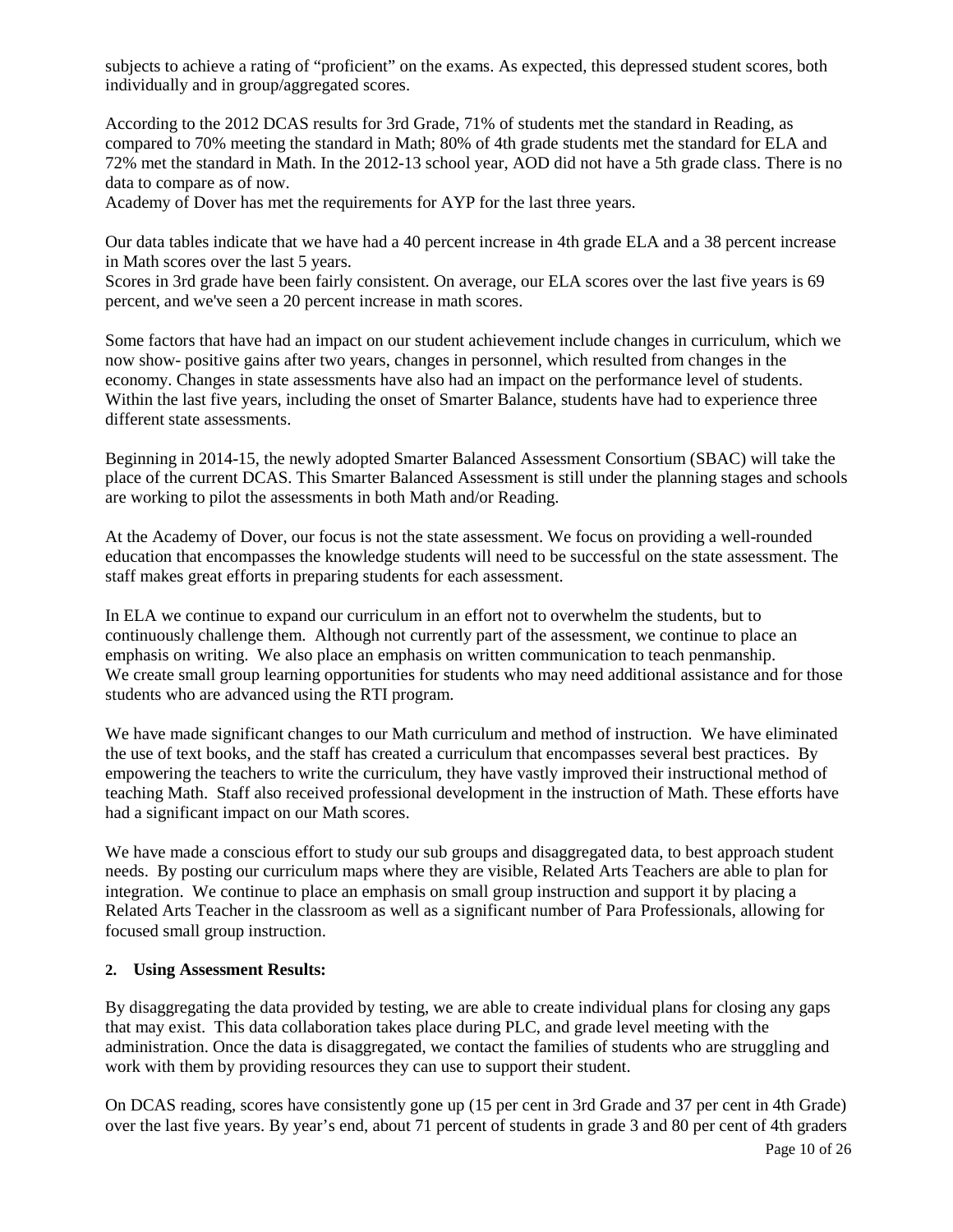subjects to achieve a rating of "proficient" on the exams. As expected, this depressed student scores, both individually and in group/aggregated scores.

According to the 2012 DCAS results for 3rd Grade, 71% of students met the standard in Reading, as compared to 70% meeting the standard in Math; 80% of 4th grade students met the standard for ELA and 72% met the standard in Math. In the 2012-13 school year, AOD did not have a 5th grade class. There is no data to compare as of now.
Academy of Dover has met the requirements for AYP for the last three years.

Our data tables indicate that we have had a 40 percent increase in 4th grade ELA and a 38 percent increase in Math scores over the last 5 years.
Scores in 3rd grade have been fairly consistent. On average, our ELA scores over the last five years is 69 percent, and we've seen a 20 percent increase in math scores.

Some factors that have had an impact on our student achievement include changes in curriculum, which we now show- positive gains after two years, changes in personnel, which resulted from changes in the economy. Changes in state assessments have also had an impact on the performance level of students. Within the last five years, including the onset of Smarter Balance, students have had to experience three different state assessments.

Beginning in 2014-15, the newly adopted Smarter Balanced Assessment Consortium (SBAC) will take the place of the current DCAS. This Smarter Balanced Assessment is still under the planning stages and schools are working to pilot the assessments in both Math and/or Reading.

At the Academy of Dover, our focus is not the state assessment. We focus on providing a well-rounded education that encompasses the knowledge students will need to be successful on the state assessment. The staff makes great efforts in preparing students for each assessment.

In ELA we continue to expand our curriculum in an effort not to overwhelm the students, but to continuously challenge them. Although not currently part of the assessment, we continue to place an emphasis on writing. We also place an emphasis on written communication to teach penmanship.
We create small group learning opportunities for students who may need additional assistance and for those students who are advanced using the RTI program.

We have made significant changes to our Math curriculum and method of instruction. We have eliminated the use of text books, and the staff has created a curriculum that encompasses several best practices. By empowering the teachers to write the curriculum, they have vastly improved their instructional method of teaching Math. Staff also received professional development in the instruction of Math. These efforts have had a significant impact on our Math scores.

We have made a conscious effort to study our sub groups and disaggregated data, to best approach student needs. By posting our curriculum maps where they are visible, Related Arts Teachers are able to plan for integration. We continue to place an emphasis on small group instruction and support it by placing a Related Arts Teacher in the classroom as well as a significant number of Para Professionals, allowing for focused small group instruction.

**2. Using Assessment Results:**

By disaggregating the data provided by testing, we are able to create individual plans for closing any gaps that may exist. This data collaboration takes place during PLC, and grade level meeting with the administration. Once the data is disaggregated, we contact the families of students who are struggling and work with them by providing resources they can use to support their student.

On DCAS reading, scores have consistently gone up (15 per cent in 3rd Grade and 37 per cent in 4th Grade) over the last five years. By year's end, about 71 percent of students in grade 3 and 80 per cent of 4th graders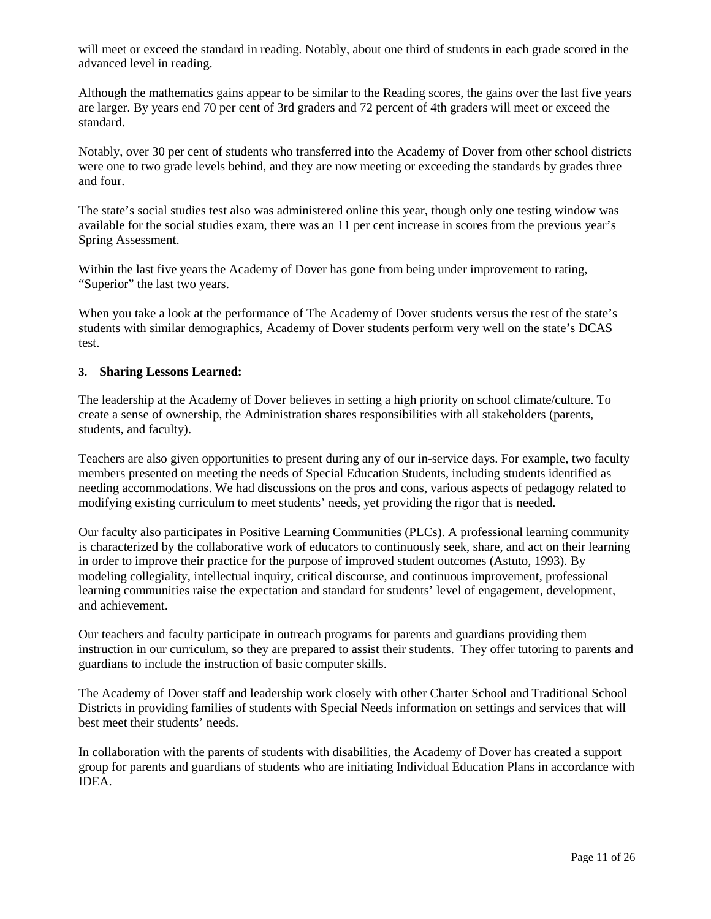will meet or exceed the standard in reading. Notably, about one third of students in each grade scored in the advanced level in reading.

Although the mathematics gains appear to be similar to the Reading scores, the gains over the last five years are larger. By years end 70 per cent of 3rd graders and 72 percent of 4th graders will meet or exceed the standard.

Notably, over 30 per cent of students who transferred into the Academy of Dover from other school districts were one to two grade levels behind, and they are now meeting or exceeding the standards by grades three and four.

The state's social studies test also was administered online this year, though only one testing window was available for the social studies exam, there was an 11 per cent increase in scores from the previous year's Spring Assessment.

Within the last five years the Academy of Dover has gone from being under improvement to rating, "Superior" the last two years.

When you take a look at the performance of The Academy of Dover students versus the rest of the state's students with similar demographics, Academy of Dover students perform very well on the state's DCAS test.

**3. Sharing Lessons Learned:**

The leadership at the Academy of Dover believes in setting a high priority on school climate/culture. To create a sense of ownership, the Administration shares responsibilities with all stakeholders (parents, students, and faculty).

Teachers are also given opportunities to present during any of our in-service days. For example, two faculty members presented on meeting the needs of Special Education Students, including students identified as needing accommodations. We had discussions on the pros and cons, various aspects of pedagogy related to modifying existing curriculum to meet students' needs, yet providing the rigor that is needed.

Our faculty also participates in Positive Learning Communities (PLCs). A professional learning community is characterized by the collaborative work of educators to continuously seek, share, and act on their learning in order to improve their practice for the purpose of improved student outcomes (Astuto, 1993). By modeling collegiality, intellectual inquiry, critical discourse, and continuous improvement, professional learning communities raise the expectation and standard for students' level of engagement, development, and achievement.

Our teachers and faculty participate in outreach programs for parents and guardians providing them instruction in our curriculum, so they are prepared to assist their students. They offer tutoring to parents and guardians to include the instruction of basic computer skills.

The Academy of Dover staff and leadership work closely with other Charter School and Traditional School Districts in providing families of students with Special Needs information on settings and services that will best meet their students' needs.

In collaboration with the parents of students with disabilities, the Academy of Dover has created a support group for parents and guardians of students who are initiating Individual Education Plans in accordance with IDEA.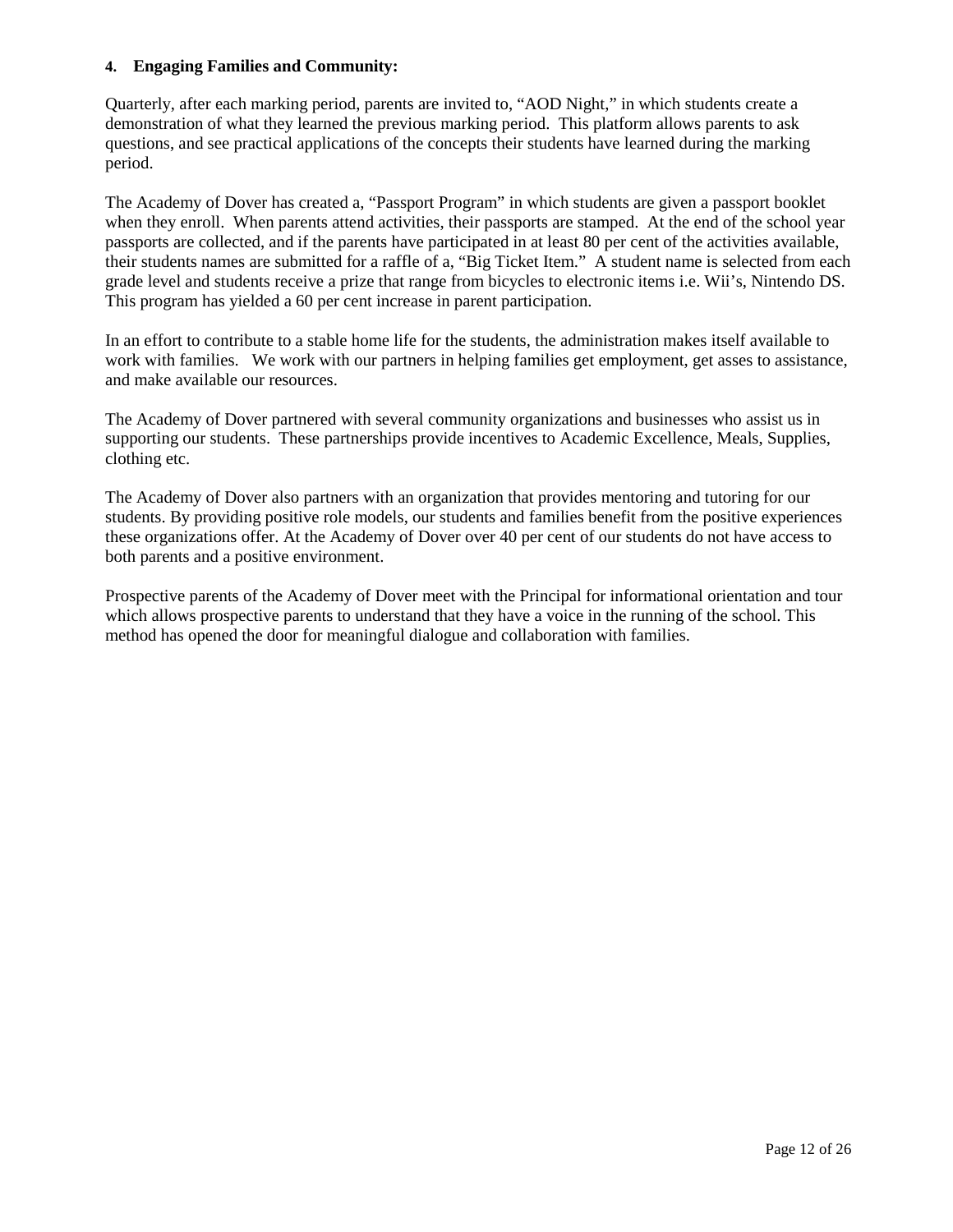**4. Engaging Families and Community:**

Quarterly, after each marking period, parents are invited to, "AOD Night," in which students create a demonstration of what they learned the previous marking period. This platform allows parents to ask questions, and see practical applications of the concepts their students have learned during the marking period.

The Academy of Dover has created a, "Passport Program" in which students are given a passport booklet when they enroll. When parents attend activities, their passports are stamped. At the end of the school year passports are collected, and if the parents have participated in at least 80 per cent of the activities available, their students names are submitted for a raffle of a, "Big Ticket Item." A student name is selected from each grade level and students receive a prize that range from bicycles to electronic items i.e. Wii's, Nintendo DS. This program has yielded a 60 per cent increase in parent participation.

In an effort to contribute to a stable home life for the students, the administration makes itself available to work with families. We work with our partners in helping families get employment, get asses to assistance, and make available our resources.

The Academy of Dover partnered with several community organizations and businesses who assist us in supporting our students. These partnerships provide incentives to Academic Excellence, Meals, Supplies, clothing etc.

The Academy of Dover also partners with an organization that provides mentoring and tutoring for our students. By providing positive role models, our students and families benefit from the positive experiences these organizations offer. At the Academy of Dover over 40 per cent of our students do not have access to both parents and a positive environment.

Prospective parents of the Academy of Dover meet with the Principal for informational orientation and tour which allows prospective parents to understand that they have a voice in the running of the school. This method has opened the door for meaningful dialogue and collaboration with families.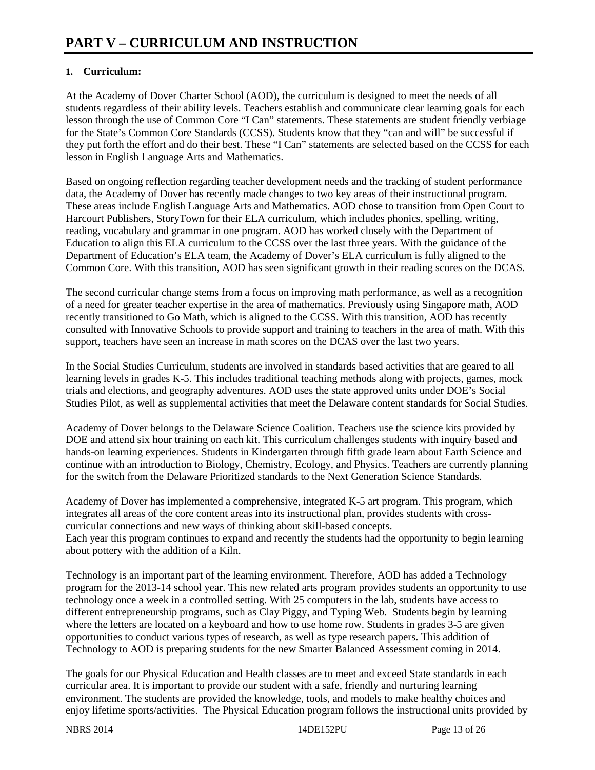# PART V – CURRICULUM AND INSTRUCTION

**1. Curriculum:**

At the Academy of Dover Charter School (AOD), the curriculum is designed to meet the needs of all students regardless of their ability levels. Teachers establish and communicate clear learning goals for each lesson through the use of Common Core "I Can" statements. These statements are student friendly verbiage for the State's Common Core Standards (CCSS). Students know that they "can and will" be successful if they put forth the effort and do their best. These "I Can" statements are selected based on the CCSS for each lesson in English Language Arts and Mathematics.

Based on ongoing reflection regarding teacher development needs and the tracking of student performance data, the Academy of Dover has recently made changes to two key areas of their instructional program. These areas include English Language Arts and Mathematics. AOD chose to transition from Open Court to Harcourt Publishers, StoryTown for their ELA curriculum, which includes phonics, spelling, writing, reading, vocabulary and grammar in one program. AOD has worked closely with the Department of Education to align this ELA curriculum to the CCSS over the last three years. With the guidance of the Department of Education's ELA team, the Academy of Dover's ELA curriculum is fully aligned to the Common Core. With this transition, AOD has seen significant growth in their reading scores on the DCAS.

The second curricular change stems from a focus on improving math performance, as well as a recognition of a need for greater teacher expertise in the area of mathematics. Previously using Singapore math, AOD recently transitioned to Go Math, which is aligned to the CCSS. With this transition, AOD has recently consulted with Innovative Schools to provide support and training to teachers in the area of math. With this support, teachers have seen an increase in math scores on the DCAS over the last two years.

In the Social Studies Curriculum, students are involved in standards based activities that are geared to all learning levels in grades K-5. This includes traditional teaching methods along with projects, games, mock trials and elections, and geography adventures. AOD uses the state approved units under DOE's Social Studies Pilot, as well as supplemental activities that meet the Delaware content standards for Social Studies.

Academy of Dover belongs to the Delaware Science Coalition. Teachers use the science kits provided by DOE and attend six hour training on each kit. This curriculum challenges students with inquiry based and hands-on learning experiences. Students in Kindergarten through fifth grade learn about Earth Science and continue with an introduction to Biology, Chemistry, Ecology, and Physics. Teachers are currently planning for the switch from the Delaware Prioritized standards to the Next Generation Science Standards.

Academy of Dover has implemented a comprehensive, integrated K-5 art program. This program, which integrates all areas of the core content areas into its instructional plan, provides students with cross-curricular connections and new ways of thinking about skill-based concepts.
Each year this program continues to expand and recently the students had the opportunity to begin learning about pottery with the addition of a Kiln.

Technology is an important part of the learning environment. Therefore, AOD has added a Technology program for the 2013-14 school year. This new related arts program provides students an opportunity to use technology once a week in a controlled setting. With 25 computers in the lab, students have access to different entrepreneurship programs, such as Clay Piggy, and Typing Web. Students begin by learning where the letters are located on a keyboard and how to use home row. Students in grades 3-5 are given opportunities to conduct various types of research, as well as type research papers. This addition of Technology to AOD is preparing students for the new Smarter Balanced Assessment coming in 2014.

The goals for our Physical Education and Health classes are to meet and exceed State standards in each curricular area. It is important to provide our student with a safe, friendly and nurturing learning environment. The students are provided the knowledge, tools, and models to make healthy choices and enjoy lifetime sports/activities. The Physical Education program follows the instructional units provided by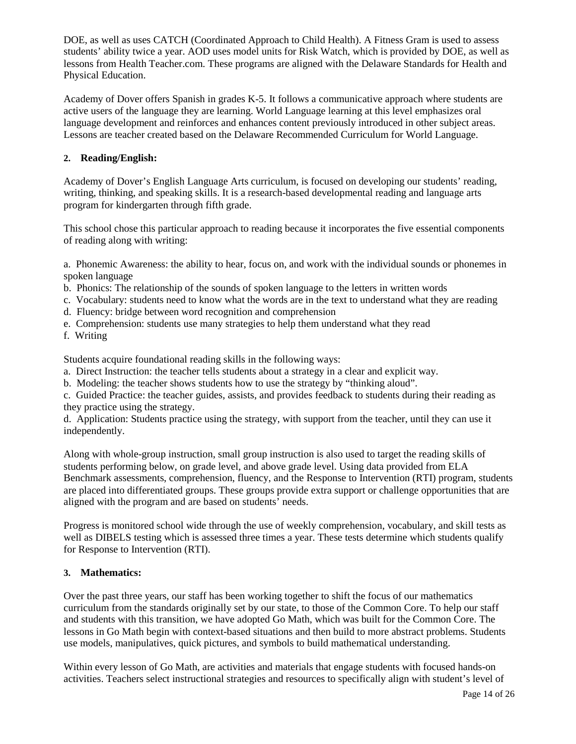DOE, as well as uses CATCH (Coordinated Approach to Child Health). A Fitness Gram is used to assess students' ability twice a year. AOD uses model units for Risk Watch, which is provided by DOE, as well as lessons from Health Teacher.com. These programs are aligned with the Delaware Standards for Health and Physical Education.

Academy of Dover offers Spanish in grades K-5. It follows a communicative approach where students are active users of the language they are learning. World Language learning at this level emphasizes oral language development and reinforces and enhances content previously introduced in other subject areas. Lessons are teacher created based on the Delaware Recommended Curriculum for World Language.

**2. Reading/English:**

Academy of Dover's English Language Arts curriculum, is focused on developing our students' reading, writing, thinking, and speaking skills. It is a research-based developmental reading and language arts program for kindergarten through fifth grade.

This school chose this particular approach to reading because it incorporates the five essential components of reading along with writing:

a. Phonemic Awareness: the ability to hear, focus on, and work with the individual sounds or phonemes in spoken language
b. Phonics: The relationship of the sounds of spoken language to the letters in written words
c. Vocabulary: students need to know what the words are in the text to understand what they are reading
d. Fluency: bridge between word recognition and comprehension
e. Comprehension: students use many strategies to help them understand what they read
f. Writing

Students acquire foundational reading skills in the following ways:
a. Direct Instruction: the teacher tells students about a strategy in a clear and explicit way.
b. Modeling: the teacher shows students how to use the strategy by "thinking aloud".
c. Guided Practice: the teacher guides, assists, and provides feedback to students during their reading as they practice using the strategy.
d. Application: Students practice using the strategy, with support from the teacher, until they can use it independently.

Along with whole-group instruction, small group instruction is also used to target the reading skills of students performing below, on grade level, and above grade level. Using data provided from ELA Benchmark assessments, comprehension, fluency, and the Response to Intervention (RTI) program, students are placed into differentiated groups. These groups provide extra support or challenge opportunities that are aligned with the program and are based on students' needs.

Progress is monitored school wide through the use of weekly comprehension, vocabulary, and skill tests as well as DIBELS testing which is assessed three times a year. These tests determine which students qualify for Response to Intervention (RTI).

**3. Mathematics:**

Over the past three years, our staff has been working together to shift the focus of our mathematics curriculum from the standards originally set by our state, to those of the Common Core. To help our staff and students with this transition, we have adopted Go Math, which was built for the Common Core. The lessons in Go Math begin with context-based situations and then build to more abstract problems. Students use models, manipulatives, quick pictures, and symbols to build mathematical understanding.

Within every lesson of Go Math, are activities and materials that engage students with focused hands-on activities. Teachers select instructional strategies and resources to specifically align with student's level of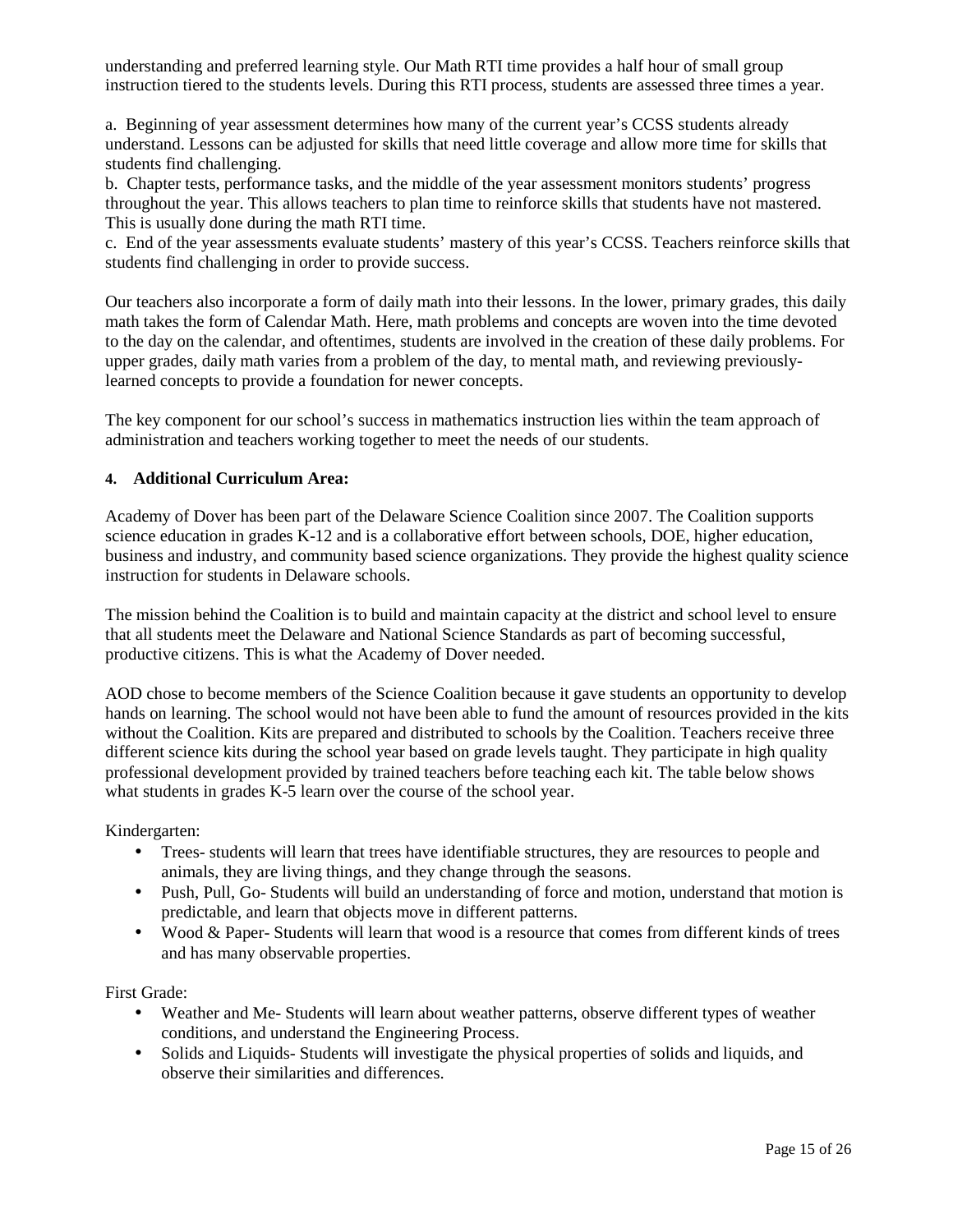understanding and preferred learning style. Our Math RTI time provides a half hour of small group instruction tiered to the students levels. During this RTI process, students are assessed three times a year.

a. Beginning of year assessment determines how many of the current year's CCSS students already understand. Lessons can be adjusted for skills that need little coverage and allow more time for skills that students find challenging.
b. Chapter tests, performance tasks, and the middle of the year assessment monitors students' progress throughout the year. This allows teachers to plan time to reinforce skills that students have not mastered. This is usually done during the math RTI time.
c. End of the year assessments evaluate students' mastery of this year's CCSS. Teachers reinforce skills that students find challenging in order to provide success.

Our teachers also incorporate a form of daily math into their lessons. In the lower, primary grades, this daily math takes the form of Calendar Math. Here, math problems and concepts are woven into the time devoted to the day on the calendar, and oftentimes, students are involved in the creation of these daily problems. For upper grades, daily math varies from a problem of the day, to mental math, and reviewing previously-learned concepts to provide a foundation for newer concepts.

The key component for our school's success in mathematics instruction lies within the team approach of administration and teachers working together to meet the needs of our students.

**4. Additional Curriculum Area:**

Academy of Dover has been part of the Delaware Science Coalition since 2007. The Coalition supports science education in grades K-12 and is a collaborative effort between schools, DOE, higher education, business and industry, and community based science organizations. They provide the highest quality science instruction for students in Delaware schools.

The mission behind the Coalition is to build and maintain capacity at the district and school level to ensure that all students meet the Delaware and National Science Standards as part of becoming successful, productive citizens. This is what the Academy of Dover needed.

AOD chose to become members of the Science Coalition because it gave students an opportunity to develop hands on learning. The school would not have been able to fund the amount of resources provided in the kits without the Coalition. Kits are prepared and distributed to schools by the Coalition. Teachers receive three different science kits during the school year based on grade levels taught. They participate in high quality professional development provided by trained teachers before teaching each kit. The table below shows what students in grades K-5 learn over the course of the school year.

Kindergarten:

- Trees- students will learn that trees have identifiable structures, they are resources to people and animals, they are living things, and they change through the seasons.
- Push, Pull, Go- Students will build an understanding of force and motion, understand that motion is predictable, and learn that objects move in different patterns.
- Wood & Paper- Students will learn that wood is a resource that comes from different kinds of trees and has many observable properties.

First Grade:

- Weather and Me- Students will learn about weather patterns, observe different types of weather conditions, and understand the Engineering Process.
- Solids and Liquids- Students will investigate the physical properties of solids and liquids, and observe their similarities and differences.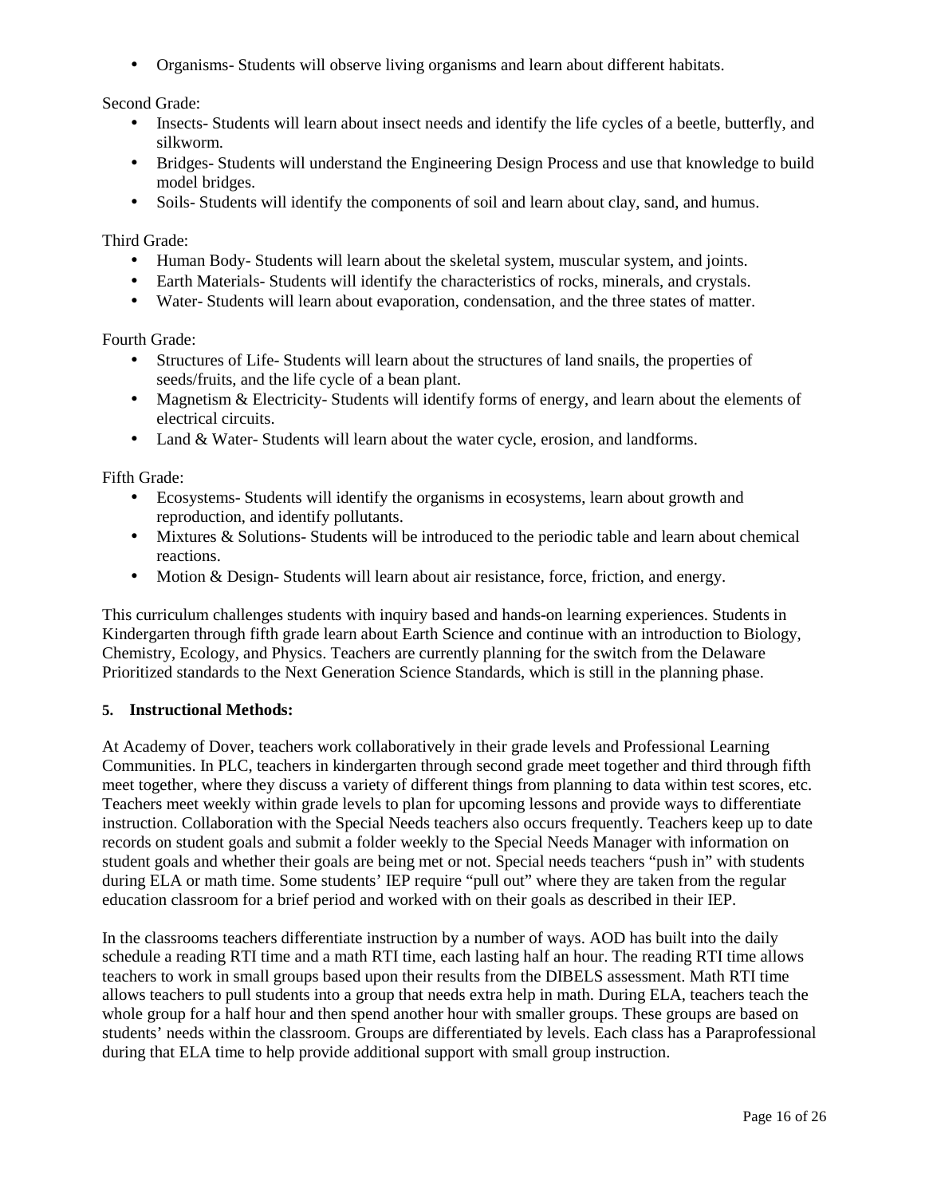- Organisms- Students will observe living organisms and learn about different habitats.

Second Grade:

- Insects- Students will learn about insect needs and identify the life cycles of a beetle, butterfly, and silkworm.
- Bridges- Students will understand the Engineering Design Process and use that knowledge to build model bridges.
- Soils- Students will identify the components of soil and learn about clay, sand, and humus.

Third Grade:

- Human Body- Students will learn about the skeletal system, muscular system, and joints.
- Earth Materials- Students will identify the characteristics of rocks, minerals, and crystals.
- Water- Students will learn about evaporation, condensation, and the three states of matter.

Fourth Grade:

- Structures of Life- Students will learn about the structures of land snails, the properties of seeds/fruits, and the life cycle of a bean plant.
- Magnetism & Electricity- Students will identify forms of energy, and learn about the elements of electrical circuits.
- Land & Water- Students will learn about the water cycle, erosion, and landforms.

Fifth Grade:

- Ecosystems- Students will identify the organisms in ecosystems, learn about growth and reproduction, and identify pollutants.
- Mixtures & Solutions- Students will be introduced to the periodic table and learn about chemical reactions.
- Motion & Design- Students will learn about air resistance, force, friction, and energy.

This curriculum challenges students with inquiry based and hands-on learning experiences. Students in Kindergarten through fifth grade learn about Earth Science and continue with an introduction to Biology, Chemistry, Ecology, and Physics. Teachers are currently planning for the switch from the Delaware Prioritized standards to the Next Generation Science Standards, which is still in the planning phase.

**5. Instructional Methods:**

At Academy of Dover, teachers work collaboratively in their grade levels and Professional Learning Communities. In PLC, teachers in kindergarten through second grade meet together and third through fifth meet together, where they discuss a variety of different things from planning to data within test scores, etc. Teachers meet weekly within grade levels to plan for upcoming lessons and provide ways to differentiate instruction. Collaboration with the Special Needs teachers also occurs frequently. Teachers keep up to date records on student goals and submit a folder weekly to the Special Needs Manager with information on student goals and whether their goals are being met or not. Special needs teachers "push in" with students during ELA or math time. Some students' IEP require "pull out" where they are taken from the regular education classroom for a brief period and worked with on their goals as described in their IEP.

In the classrooms teachers differentiate instruction by a number of ways. AOD has built into the daily schedule a reading RTI time and a math RTI time, each lasting half an hour. The reading RTI time allows teachers to work in small groups based upon their results from the DIBELS assessment. Math RTI time allows teachers to pull students into a group that needs extra help in math. During ELA, teachers teach the whole group for a half hour and then spend another hour with smaller groups. These groups are based on students' needs within the classroom. Groups are differentiated by levels. Each class has a Paraprofessional during that ELA time to help provide additional support with small group instruction.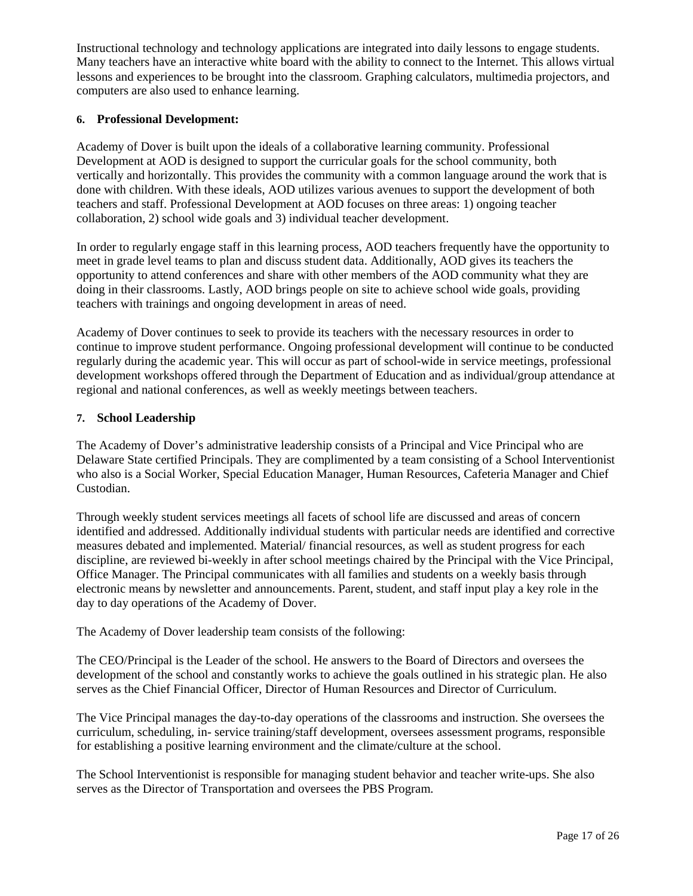Instructional technology and technology applications are integrated into daily lessons to engage students. Many teachers have an interactive white board with the ability to connect to the Internet. This allows virtual lessons and experiences to be brought into the classroom. Graphing calculators, multimedia projectors, and computers are also used to enhance learning.

### 6. Professional Development:

Academy of Dover is built upon the ideals of a collaborative learning community. Professional Development at AOD is designed to support the curricular goals for the school community, both vertically and horizontally. This provides the community with a common language around the work that is done with children. With these ideals, AOD utilizes various avenues to support the development of both teachers and staff. Professional Development at AOD focuses on three areas: 1) ongoing teacher collaboration, 2) school wide goals and 3) individual teacher development.

In order to regularly engage staff in this learning process, AOD teachers frequently have the opportunity to meet in grade level teams to plan and discuss student data. Additionally, AOD gives its teachers the opportunity to attend conferences and share with other members of the AOD community what they are doing in their classrooms. Lastly, AOD brings people on site to achieve school wide goals, providing teachers with trainings and ongoing development in areas of need.

Academy of Dover continues to seek to provide its teachers with the necessary resources in order to continue to improve student performance. Ongoing professional development will continue to be conducted regularly during the academic year. This will occur as part of school-wide in service meetings, professional development workshops offered through the Department of Education and as individual/group attendance at regional and national conferences, as well as weekly meetings between teachers.

### 7. School Leadership

The Academy of Dover's administrative leadership consists of a Principal and Vice Principal who are Delaware State certified Principals. They are complimented by a team consisting of a School Interventionist who also is a Social Worker, Special Education Manager, Human Resources, Cafeteria Manager and Chief Custodian.

Through weekly student services meetings all facets of school life are discussed and areas of concern identified and addressed. Additionally individual students with particular needs are identified and corrective measures debated and implemented. Material/ financial resources, as well as student progress for each discipline, are reviewed bi-weekly in after school meetings chaired by the Principal with the Vice Principal, Office Manager. The Principal communicates with all families and students on a weekly basis through electronic means by newsletter and announcements. Parent, student, and staff input play a key role in the day to day operations of the Academy of Dover.

The Academy of Dover leadership team consists of the following:

The CEO/Principal is the Leader of the school. He answers to the Board of Directors and oversees the development of the school and constantly works to achieve the goals outlined in his strategic plan. He also serves as the Chief Financial Officer, Director of Human Resources and Director of Curriculum.

The Vice Principal manages the day-to-day operations of the classrooms and instruction. She oversees the curriculum, scheduling, in- service training/staff development, oversees assessment programs, responsible for establishing a positive learning environment and the climate/culture at the school.

The School Interventionist is responsible for managing student behavior and teacher write-ups. She also serves as the Director of Transportation and oversees the PBS Program.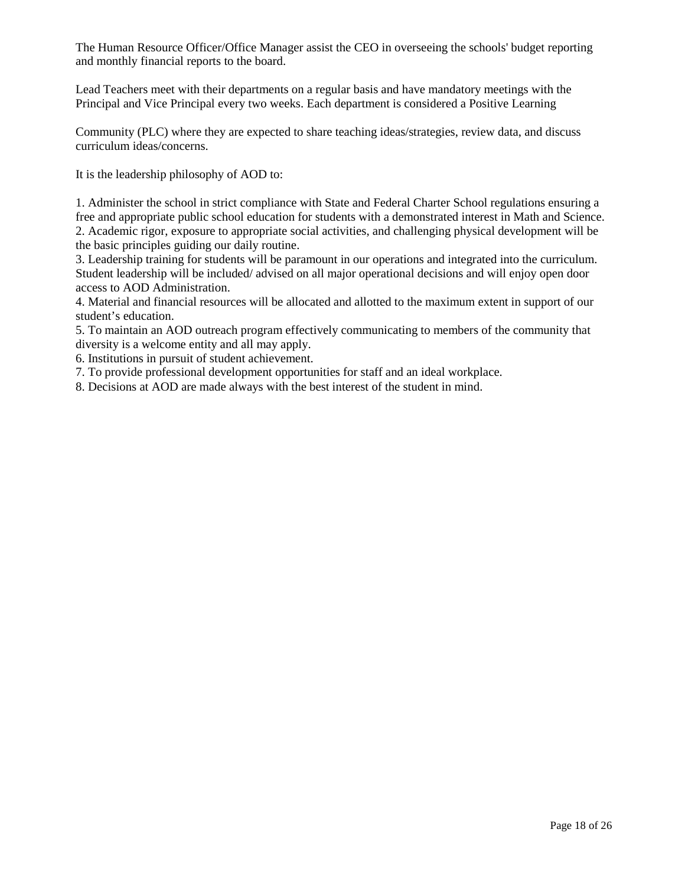The Human Resource Officer/Office Manager assist the CEO in overseeing the schools' budget reporting and monthly financial reports to the board.

Lead Teachers meet with their departments on a regular basis and have mandatory meetings with the Principal and Vice Principal every two weeks. Each department is considered a Positive Learning

Community (PLC) where they are expected to share teaching ideas/strategies, review data, and discuss curriculum ideas/concerns.

It is the leadership philosophy of AOD to:

1. Administer the school in strict compliance with State and Federal Charter School regulations ensuring a free and appropriate public school education for students with a demonstrated interest in Math and Science.
2. Academic rigor, exposure to appropriate social activities, and challenging physical development will be the basic principles guiding our daily routine.
3. Leadership training for students will be paramount in our operations and integrated into the curriculum. Student leadership will be included/ advised on all major operational decisions and will enjoy open door access to AOD Administration.
4. Material and financial resources will be allocated and allotted to the maximum extent in support of our student's education.
5. To maintain an AOD outreach program effectively communicating to members of the community that diversity is a welcome entity and all may apply.
6. Institutions in pursuit of student achievement.
7. To provide professional development opportunities for staff and an ideal workplace.
8. Decisions at AOD are made always with the best interest of the student in mind.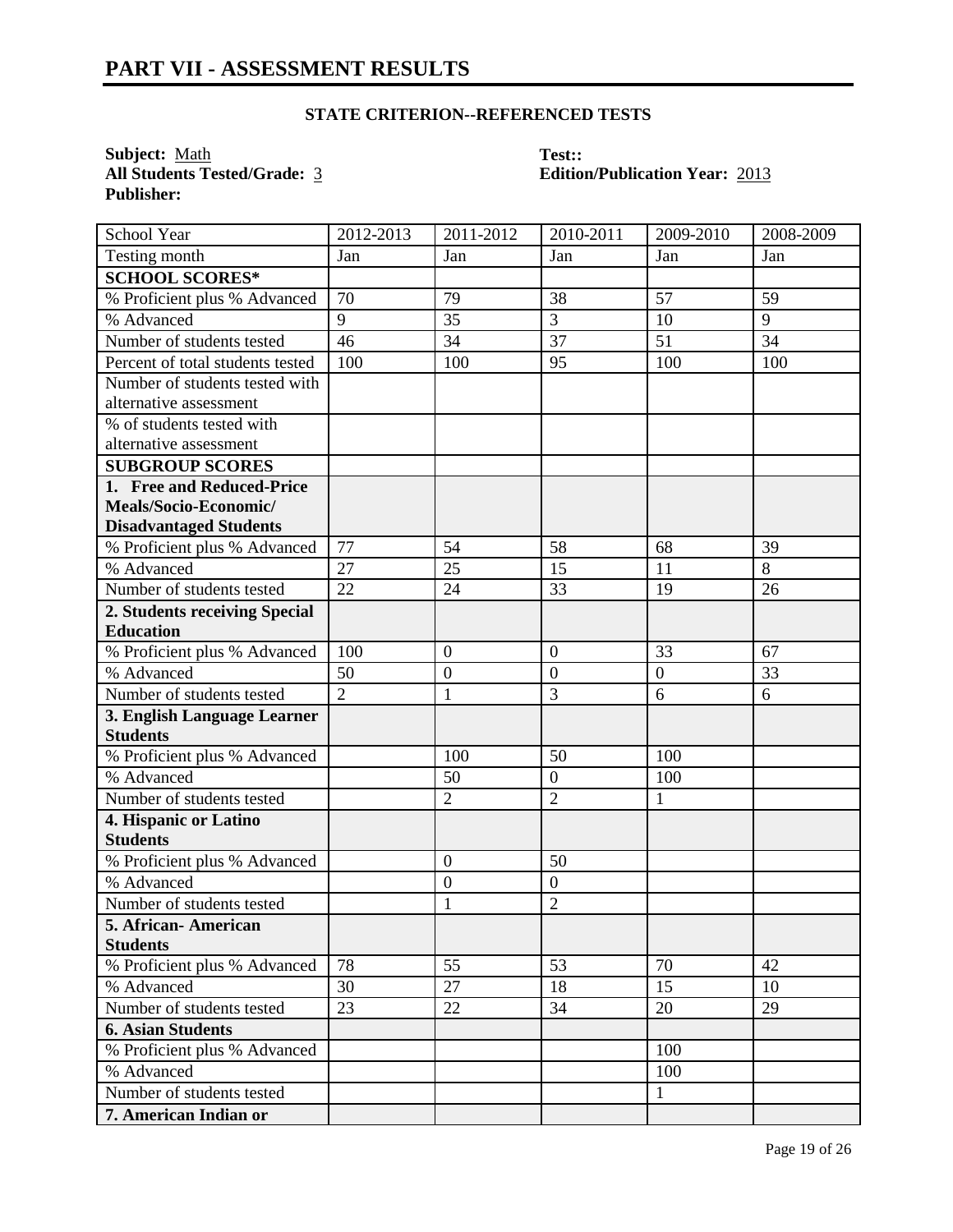## PART VII - ASSESSMENT RESULTS

### STATE CRITERION--REFERENCED TESTS

**Subject:** Math
**All Students Tested/Grade:** 3
**Publisher:**

**Test::**
**Edition/Publication Year:** 2013

| School Year | 2012-2013 | 2011-2012 | 2010-2011 | 2009-2010 | 2008-2009 |
|---|---|---|---|---|---|
| Testing month | Jan | Jan | Jan | Jan | Jan |
| **SCHOOL SCORES*** | | | | | |
| % Proficient plus % Advanced | 70 | 79 | 38 | 57 | 59 |
| % Advanced | 9 | 35 | 3 | 10 | 9 |
| Number of students tested | 46 | 34 | 37 | 51 | 34 |
| Percent of total students tested | 100 | 100 | 95 | 100 | 100 |
| Number of students tested with alternative assessment | | | | | |
| % of students tested with alternative assessment | | | | | |
| **SUBGROUP SCORES** | | | | | |
| **1. Free and Reduced-Price Meals/Socio-Economic/ Disadvantaged Students** | | | | | |
| % Proficient plus % Advanced | 77 | 54 | 58 | 68 | 39 |
| % Advanced | 27 | 25 | 15 | 11 | 8 |
| Number of students tested | 22 | 24 | 33 | 19 | 26 |
| **2. Students receiving Special Education** | | | | | |
| % Proficient plus % Advanced | 100 | 0 | 0 | 33 | 67 |
| % Advanced | 50 | 0 | 0 | 0 | 33 |
| Number of students tested | 2 | 1 | 3 | 6 | 6 |
| **3. English Language Learner Students** | | | | | |
| % Proficient plus % Advanced | | 100 | 50 | 100 | |
| % Advanced | | 50 | 0 | 100 | |
| Number of students tested | | 2 | 2 | 1 | |
| **4. Hispanic or Latino Students** | | | | | |
| % Proficient plus % Advanced | | 0 | 50 | | |
| % Advanced | | 0 | 0 | | |
| Number of students tested | | 1 | 2 | | |
| **5. African- American Students** | | | | | |
| % Proficient plus % Advanced | 78 | 55 | 53 | 70 | 42 |
| % Advanced | 30 | 27 | 18 | 15 | 10 |
| Number of students tested | 23 | 22 | 34 | 20 | 29 |
| **6. Asian Students** | | | | | |
| % Proficient plus % Advanced | | | | 100 | |
| % Advanced | | | | 100 | |
| Number of students tested | | | | 1 | |
| **7. American Indian or** | | | | | |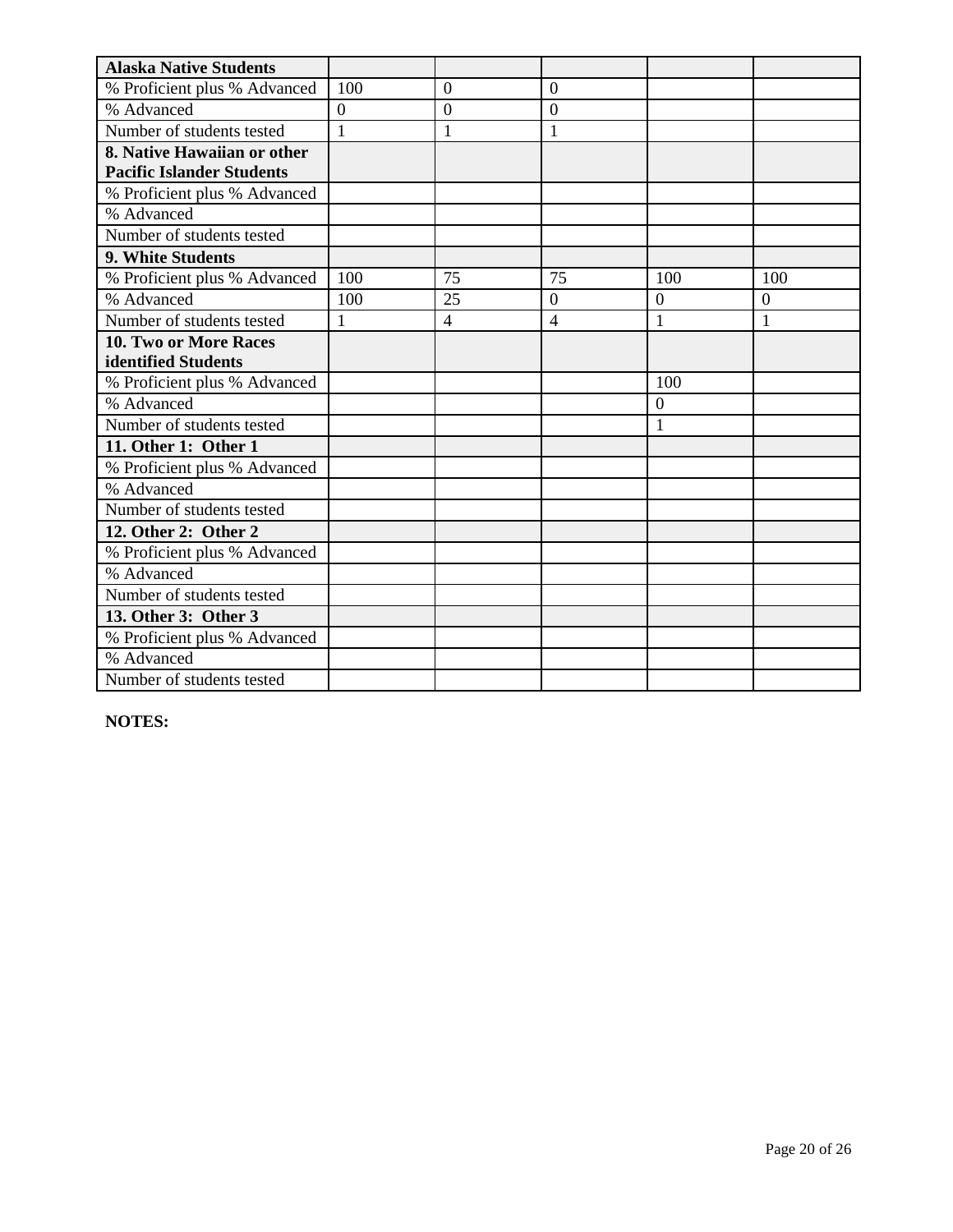| Alaska Native Students | | | | | |
|---|---|---|---|---|---|
| % Proficient plus % Advanced | 100 | 0 | 0 | | |
| % Advanced | 0 | 0 | 0 | | |
| Number of students tested | 1 | 1 | 1 | | |
| **8. Native Hawaiian or other Pacific Islander Students** | | | | | |
| % Proficient plus % Advanced | | | | | |
| % Advanced | | | | | |
| Number of students tested | | | | | |
| **9. White Students** | | | | | |
| % Proficient plus % Advanced | 100 | 75 | 75 | 100 | 100 |
| % Advanced | 100 | 25 | 0 | 0 | 0 |
| Number of students tested | 1 | 4 | 4 | 1 | 1 |
| **10. Two or More Races identified Students** | | | | | |
| % Proficient plus % Advanced | | | | 100 | |
| % Advanced | | | | 0 | |
| Number of students tested | | | | 1 | |
| **11. Other 1: Other 1** | | | | | |
| % Proficient plus % Advanced | | | | | |
| % Advanced | | | | | |
| Number of students tested | | | | | |
| **12. Other 2: Other 2** | | | | | |
| % Proficient plus % Advanced | | | | | |
| % Advanced | | | | | |
| Number of students tested | | | | | |
| **13. Other 3: Other 3** | | | | | |
| % Proficient plus % Advanced | | | | | |
| % Advanced | | | | | |
| Number of students tested | | | | | |

**NOTES:**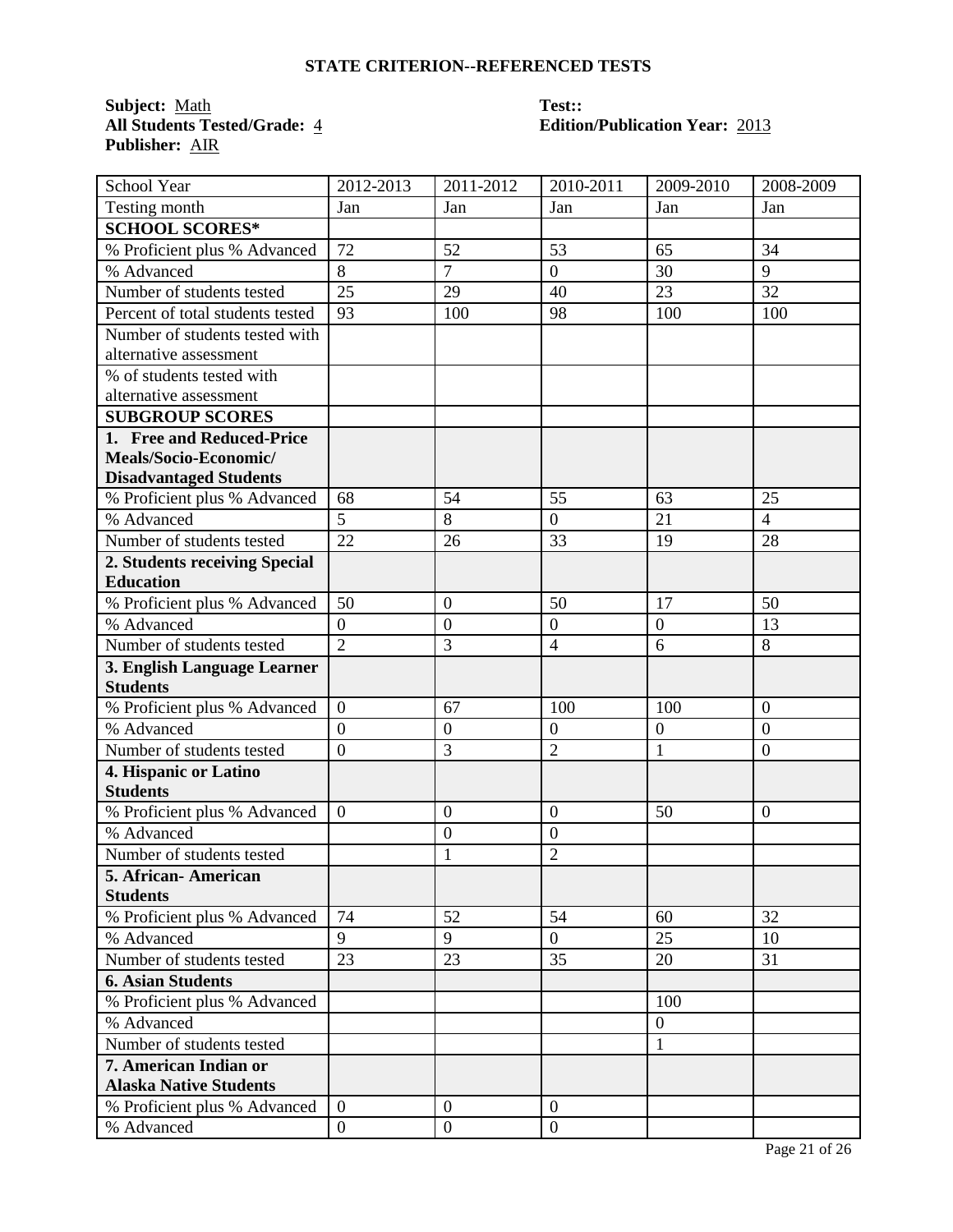## STATE CRITERION--REFERENCED TESTS

**Subject:** Math
**All Students Tested/Grade:** 4
**Publisher:** AIR

**Test::**
**Edition/Publication Year:** 2013

| School Year | 2012-2013 | 2011-2012 | 2010-2011 | 2009-2010 | 2008-2009 |
|---|---|---|---|---|---|
| Testing month | Jan | Jan | Jan | Jan | Jan |
| **SCHOOL SCORES*** | | | | | |
| % Proficient plus % Advanced | 72 | 52 | 53 | 65 | 34 |
| % Advanced | 8 | 7 | 0 | 30 | 9 |
| Number of students tested | 25 | 29 | 40 | 23 | 32 |
| Percent of total students tested | 93 | 100 | 98 | 100 | 100 |
| Number of students tested with alternative assessment | | | | | |
| % of students tested with alternative assessment | | | | | |
| **SUBGROUP SCORES** | | | | | |
| **1. Free and Reduced-Price Meals/Socio-Economic/ Disadvantaged Students** | | | | | |
| % Proficient plus % Advanced | 68 | 54 | 55 | 63 | 25 |
| % Advanced | 5 | 8 | 0 | 21 | 4 |
| Number of students tested | 22 | 26 | 33 | 19 | 28 |
| **2. Students receiving Special Education** | | | | | |
| % Proficient plus % Advanced | 50 | 0 | 50 | 17 | 50 |
| % Advanced | 0 | 0 | 0 | 0 | 13 |
| Number of students tested | 2 | 3 | 4 | 6 | 8 |
| **3. English Language Learner Students** | | | | | |
| % Proficient plus % Advanced | 0 | 67 | 100 | 100 | 0 |
| % Advanced | 0 | 0 | 0 | 0 | 0 |
| Number of students tested | 0 | 3 | 2 | 1 | 0 |
| **4. Hispanic or Latino Students** | | | | | |
| % Proficient plus % Advanced | 0 | 0 | 0 | 50 | 0 |
| % Advanced | | 0 | 0 | | |
| Number of students tested | | 1 | 2 | | |
| **5. African- American Students** | | | | | |
| % Proficient plus % Advanced | 74 | 52 | 54 | 60 | 32 |
| % Advanced | 9 | 9 | 0 | 25 | 10 |
| Number of students tested | 23 | 23 | 35 | 20 | 31 |
| **6. Asian Students** | | | | | |
| % Proficient plus % Advanced | | | | 100 | |
| % Advanced | | | | 0 | |
| Number of students tested | | | | 1 | |
| **7. American Indian or Alaska Native Students** | | | | | |
| % Proficient plus % Advanced | 0 | 0 | 0 | | |
| % Advanced | 0 | 0 | 0 | | |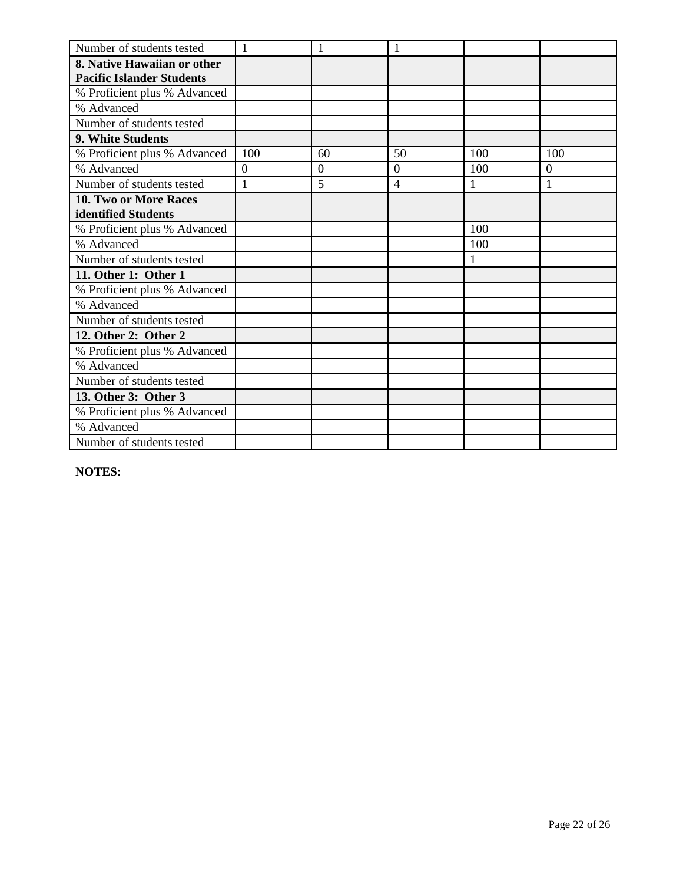| Number of students tested | 1 | 1 | 1 | | |
|---|---|---|---|---|---|
| **8. Native Hawaiian or other Pacific Islander Students** | | | | | |
| % Proficient plus % Advanced | | | | | |
| % Advanced | | | | | |
| Number of students tested | | | | | |
| **9. White Students** | | | | | |
| % Proficient plus % Advanced | 100 | 60 | 50 | 100 | 100 |
| % Advanced | 0 | 0 | 0 | 100 | 0 |
| Number of students tested | 1 | 5 | 4 | 1 | 1 |
| **10. Two or More Races identified Students** | | | | | |
| % Proficient plus % Advanced | | | | 100 | |
| % Advanced | | | | 100 | |
| Number of students tested | | | | 1 | |
| **11. Other 1: Other 1** | | | | | |
| % Proficient plus % Advanced | | | | | |
| % Advanced | | | | | |
| Number of students tested | | | | | |
| **12. Other 2: Other 2** | | | | | |
| % Proficient plus % Advanced | | | | | |
| % Advanced | | | | | |
| Number of students tested | | | | | |
| **13. Other 3: Other 3** | | | | | |
| % Proficient plus % Advanced | | | | | |
| % Advanced | | | | | |
| Number of students tested | | | | | |

**NOTES:**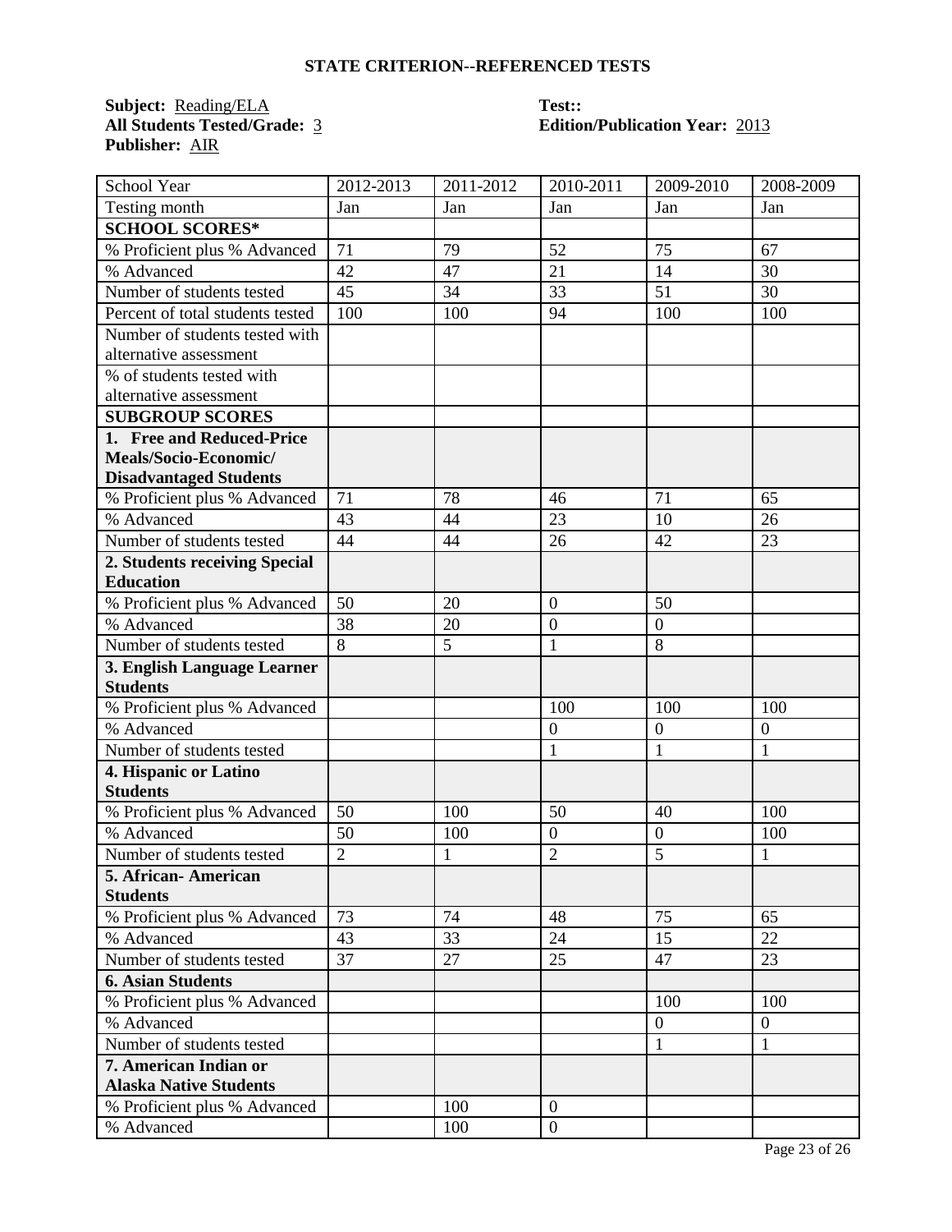## STATE CRITERION--REFERENCED TESTS

**Subject:** Reading/ELA
**Test::**
**All Students Tested/Grade:** 3
**Edition/Publication Year:** 2013
**Publisher:** AIR

| School Year | 2012-2013 | 2011-2012 | 2010-2011 | 2009-2010 | 2008-2009 |
|---|---|---|---|---|---|
| Testing month | Jan | Jan | Jan | Jan | Jan |
| **SCHOOL SCORES*** | | | | | |
| % Proficient plus % Advanced | 71 | 79 | 52 | 75 | 67 |
| % Advanced | 42 | 47 | 21 | 14 | 30 |
| Number of students tested | 45 | 34 | 33 | 51 | 30 |
| Percent of total students tested | 100 | 100 | 94 | 100 | 100 |
| Number of students tested with alternative assessment | | | | | |
| % of students tested with alternative assessment | | | | | |
| **SUBGROUP SCORES** | | | | | |
| **1. Free and Reduced-Price Meals/Socio-Economic/ Disadvantaged Students** | | | | | |
| % Proficient plus % Advanced | 71 | 78 | 46 | 71 | 65 |
| % Advanced | 43 | 44 | 23 | 10 | 26 |
| Number of students tested | 44 | 44 | 26 | 42 | 23 |
| **2. Students receiving Special Education** | | | | | |
| % Proficient plus % Advanced | 50 | 20 | 0 | 50 | |
| % Advanced | 38 | 20 | 0 | 0 | |
| Number of students tested | 8 | 5 | 1 | 8 | |
| **3. English Language Learner Students** | | | | | |
| % Proficient plus % Advanced | | | 100 | 100 | 100 |
| % Advanced | | | 0 | 0 | 0 |
| Number of students tested | | | 1 | 1 | 1 |
| **4. Hispanic or Latino Students** | | | | | |
| % Proficient plus % Advanced | 50 | 100 | 50 | 40 | 100 |
| % Advanced | 50 | 100 | 0 | 0 | 100 |
| Number of students tested | 2 | 1 | 2 | 5 | 1 |
| **5. African- American Students** | | | | | |
| % Proficient plus % Advanced | 73 | 74 | 48 | 75 | 65 |
| % Advanced | 43 | 33 | 24 | 15 | 22 |
| Number of students tested | 37 | 27 | 25 | 47 | 23 |
| **6. Asian Students** | | | | | |
| % Proficient plus % Advanced | | | | 100 | 100 |
| % Advanced | | | | 0 | 0 |
| Number of students tested | | | | 1 | 1 |
| **7. American Indian or Alaska Native Students** | | | | | |
| % Proficient plus % Advanced | | 100 | 0 | | |
| % Advanced | | 100 | 0 | | |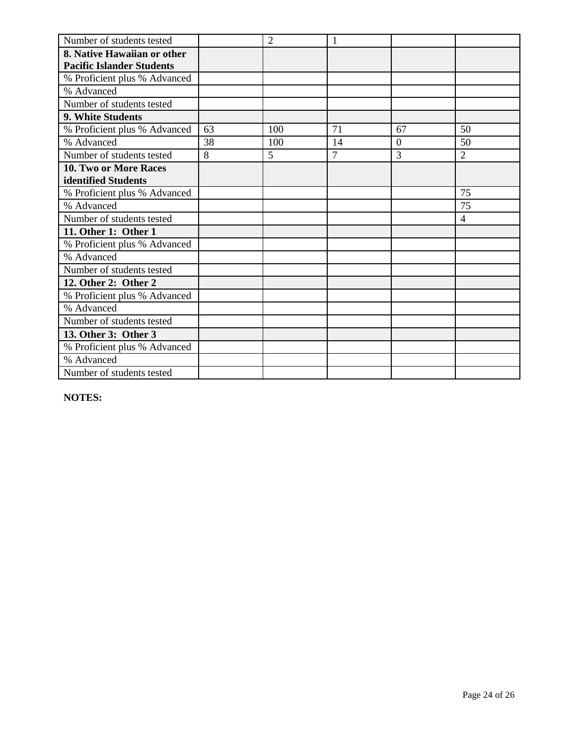| | | | | | |
|---|---|---|---|---|---|
| Number of students tested | | 2 | 1 | | |
| **8. Native Hawaiian or other Pacific Islander Students** | | | | | |
| % Proficient plus % Advanced | | | | | |
| % Advanced | | | | | |
| Number of students tested | | | | | |
| **9. White Students** | | | | | |
| % Proficient plus % Advanced | 63 | 100 | 71 | 67 | 50 |
| % Advanced | 38 | 100 | 14 | 0 | 50 |
| Number of students tested | 8 | 5 | 7 | 3 | 2 |
| **10. Two or More Races identified Students** | | | | | |
| % Proficient plus % Advanced | | | | | 75 |
| % Advanced | | | | | 75 |
| Number of students tested | | | | | 4 |
| **11. Other 1: Other 1** | | | | | |
| % Proficient plus % Advanced | | | | | |
| % Advanced | | | | | |
| Number of students tested | | | | | |
| **12. Other 2: Other 2** | | | | | |
| % Proficient plus % Advanced | | | | | |
| % Advanced | | | | | |
| Number of students tested | | | | | |
| **13. Other 3: Other 3** | | | | | |
| % Proficient plus % Advanced | | | | | |
| % Advanced | | | | | |
| Number of students tested | | | | | |

**NOTES:**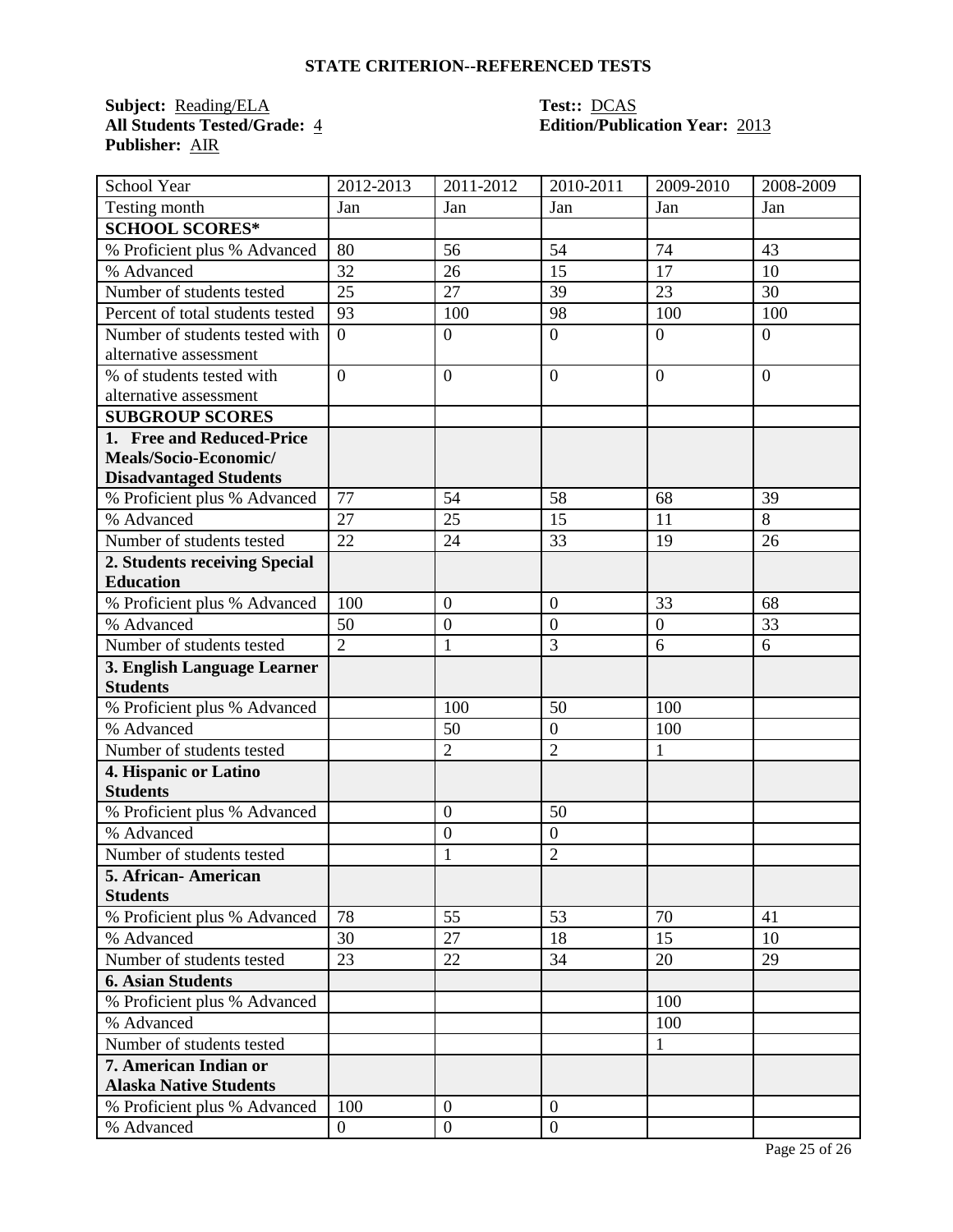## STATE CRITERION--REFERENCED TESTS

**Subject:** Reading/ELA
**All Students Tested/Grade:** 4
**Publisher:** AIR

**Test::** DCAS
**Edition/Publication Year:** 2013

| School Year | 2012-2013 | 2011-2012 | 2010-2011 | 2009-2010 | 2008-2009 |
|---|---|---|---|---|---|
| Testing month | Jan | Jan | Jan | Jan | Jan |
| **SCHOOL SCORES*** | | | | | |
| % Proficient plus % Advanced | 80 | 56 | 54 | 74 | 43 |
| % Advanced | 32 | 26 | 15 | 17 | 10 |
| Number of students tested | 25 | 27 | 39 | 23 | 30 |
| Percent of total students tested | 93 | 100 | 98 | 100 | 100 |
| Number of students tested with alternative assessment | 0 | 0 | 0 | 0 | 0 |
| % of students tested with alternative assessment | 0 | 0 | 0 | 0 | 0 |
| **SUBGROUP SCORES** | | | | | |
| **1. Free and Reduced-Price Meals/Socio-Economic/ Disadvantaged Students** | | | | | |
| % Proficient plus % Advanced | 77 | 54 | 58 | 68 | 39 |
| % Advanced | 27 | 25 | 15 | 11 | 8 |
| Number of students tested | 22 | 24 | 33 | 19 | 26 |
| **2. Students receiving Special Education** | | | | | |
| % Proficient plus % Advanced | 100 | 0 | 0 | 33 | 68 |
| % Advanced | 50 | 0 | 0 | 0 | 33 |
| Number of students tested | 2 | 1 | 3 | 6 | 6 |
| **3. English Language Learner Students** | | | | | |
| % Proficient plus % Advanced | | 100 | 50 | 100 | |
| % Advanced | | 50 | 0 | 100 | |
| Number of students tested | | 2 | 2 | 1 | |
| **4. Hispanic or Latino Students** | | | | | |
| % Proficient plus % Advanced | | 0 | 50 | | |
| % Advanced | | 0 | 0 | | |
| Number of students tested | | 1 | 2 | | |
| **5. African- American Students** | | | | | |
| % Proficient plus % Advanced | 78 | 55 | 53 | 70 | 41 |
| % Advanced | 30 | 27 | 18 | 15 | 10 |
| Number of students tested | 23 | 22 | 34 | 20 | 29 |
| **6. Asian Students** | | | | | |
| % Proficient plus % Advanced | | | | 100 | |
| % Advanced | | | | 100 | |
| Number of students tested | | | | 1 | |
| **7. American Indian or Alaska Native Students** | | | | | |
| % Proficient plus % Advanced | 100 | 0 | 0 | | |
| % Advanced | 0 | 0 | 0 | | |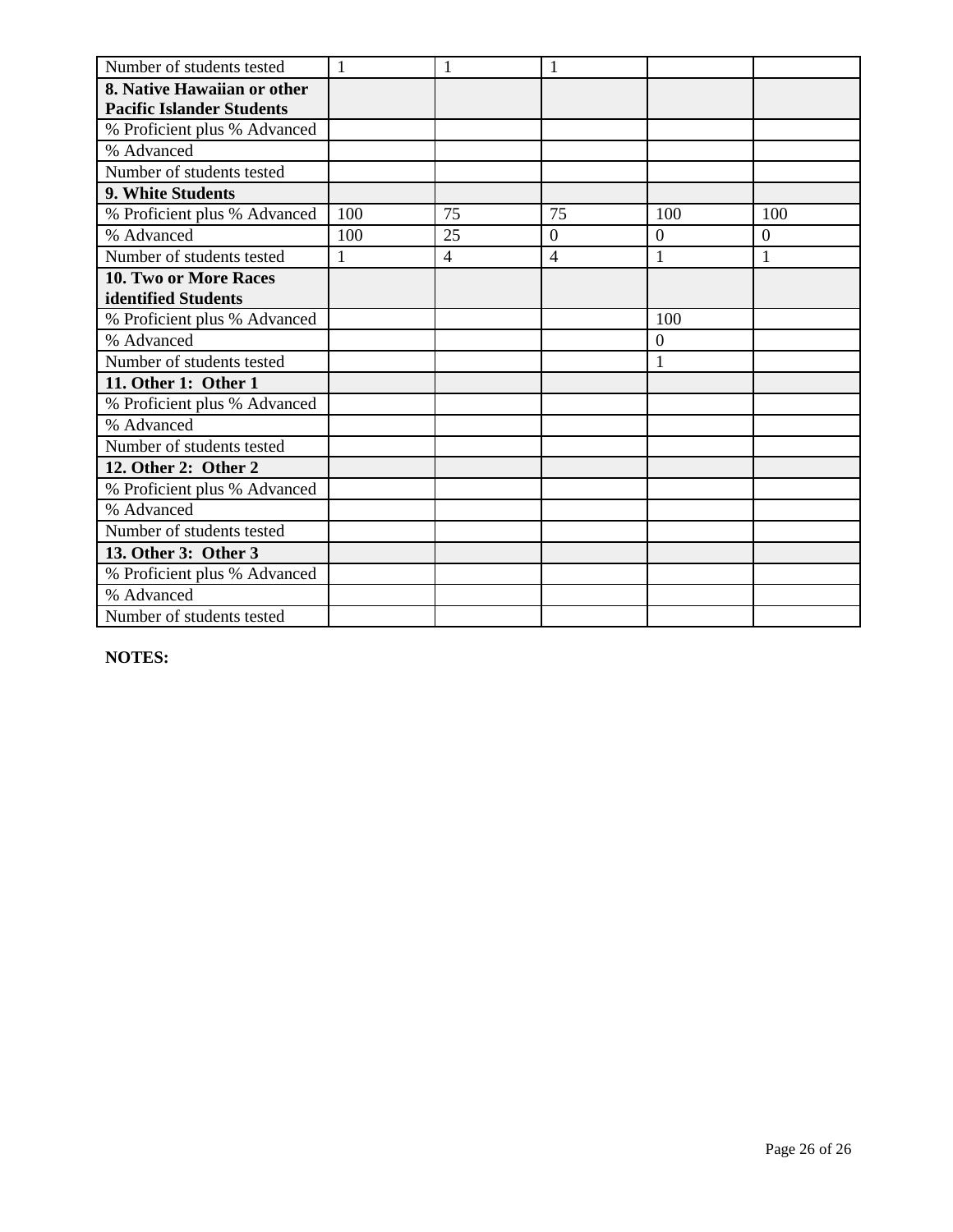| | | | | | |
|---|---|---|---|---|---|
| Number of students tested | 1 | 1 | 1 | | |
| **8. Native Hawaiian or other Pacific Islander Students** | | | | | |
| % Proficient plus % Advanced | | | | | |
| % Advanced | | | | | |
| Number of students tested | | | | | |
| **9. White Students** | | | | | |
| % Proficient plus % Advanced | 100 | 75 | 75 | 100 | 100 |
| % Advanced | 100 | 25 | 0 | 0 | 0 |
| Number of students tested | 1 | 4 | 4 | 1 | 1 |
| **10. Two or More Races identified Students** | | | | | |
| % Proficient plus % Advanced | | | | 100 | |
| % Advanced | | | | 0 | |
| Number of students tested | | | | 1 | |
| **11. Other 1: Other 1** | | | | | |
| % Proficient plus % Advanced | | | | | |
| % Advanced | | | | | |
| Number of students tested | | | | | |
| **12. Other 2: Other 2** | | | | | |
| % Proficient plus % Advanced | | | | | |
| % Advanced | | | | | |
| Number of students tested | | | | | |
| **13. Other 3: Other 3** | | | | | |
| % Proficient plus % Advanced | | | | | |
| % Advanced | | | | | |
| Number of students tested | | | | | |

**NOTES:**